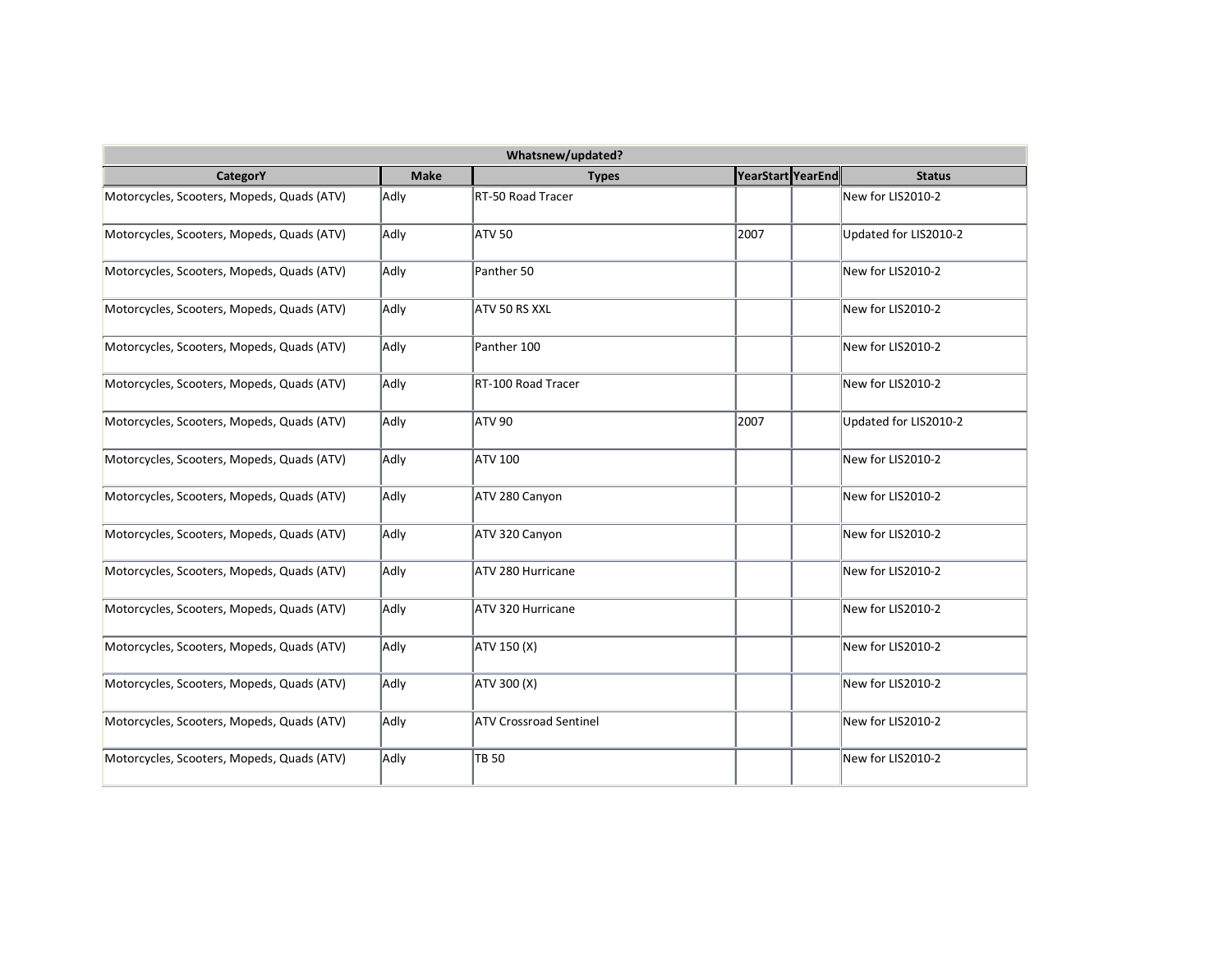| Whatsnew/updated? | | | | | |
|---|---|---|---|---|---|
| CategorY | Make | Types | YearStart | YearEnd | Status |
| Motorcycles, Scooters, Mopeds, Quads (ATV) | Adly | RT-50 Road Tracer | | | New for LIS2010-2 |
| Motorcycles, Scooters, Mopeds, Quads (ATV) | Adly | ATV 50 | 2007 | | Updated for LIS2010-2 |
| Motorcycles, Scooters, Mopeds, Quads (ATV) | Adly | Panther 50 | | | New for LIS2010-2 |
| Motorcycles, Scooters, Mopeds, Quads (ATV) | Adly | ATV 50 RS XXL | | | New for LIS2010-2 |
| Motorcycles, Scooters, Mopeds, Quads (ATV) | Adly | Panther 100 | | | New for LIS2010-2 |
| Motorcycles, Scooters, Mopeds, Quads (ATV) | Adly | RT-100 Road Tracer | | | New for LIS2010-2 |
| Motorcycles, Scooters, Mopeds, Quads (ATV) | Adly | ATV 90 | 2007 | | Updated for LIS2010-2 |
| Motorcycles, Scooters, Mopeds, Quads (ATV) | Adly | ATV 100 | | | New for LIS2010-2 |
| Motorcycles, Scooters, Mopeds, Quads (ATV) | Adly | ATV 280 Canyon | | | New for LIS2010-2 |
| Motorcycles, Scooters, Mopeds, Quads (ATV) | Adly | ATV 320 Canyon | | | New for LIS2010-2 |
| Motorcycles, Scooters, Mopeds, Quads (ATV) | Adly | ATV 280 Hurricane | | | New for LIS2010-2 |
| Motorcycles, Scooters, Mopeds, Quads (ATV) | Adly | ATV 320 Hurricane | | | New for LIS2010-2 |
| Motorcycles, Scooters, Mopeds, Quads (ATV) | Adly | ATV 150 (X) | | | New for LIS2010-2 |
| Motorcycles, Scooters, Mopeds, Quads (ATV) | Adly | ATV 300 (X) | | | New for LIS2010-2 |
| Motorcycles, Scooters, Mopeds, Quads (ATV) | Adly | ATV Crossroad Sentinel | | | New for LIS2010-2 |
| Motorcycles, Scooters, Mopeds, Quads (ATV) | Adly | TB 50 | | | New for LIS2010-2 |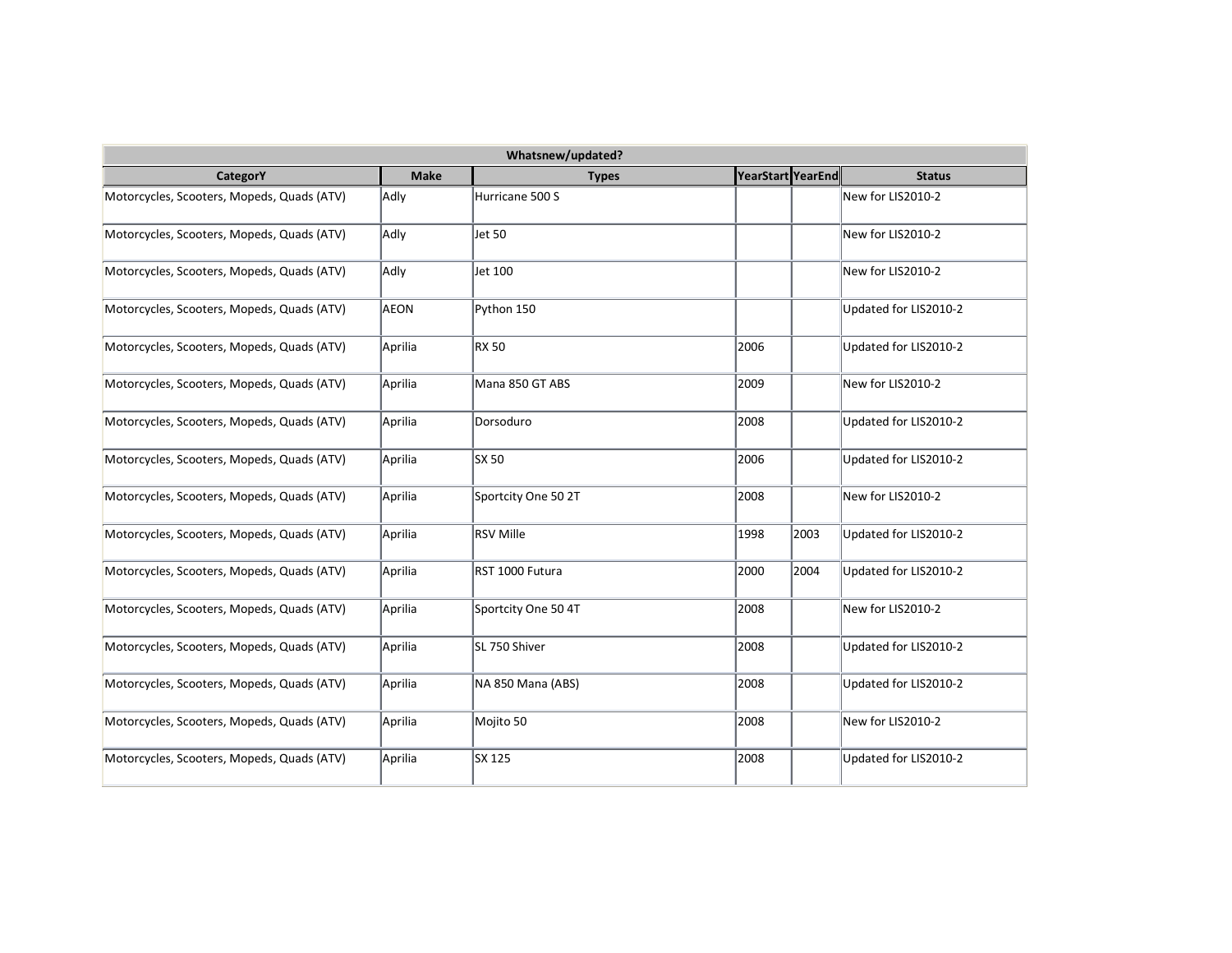| Whatsnew/updated? | | | | | |
|---|---|---|---|---|---|
| **CategorY** | **Make** | **Types** | **YearStart** | **YearEnd** | **Status** |
| Motorcycles, Scooters, Mopeds, Quads (ATV) | Adly | Hurricane 500 S | | | New for LIS2010-2 |
| Motorcycles, Scooters, Mopeds, Quads (ATV) | Adly | Jet 50 | | | New for LIS2010-2 |
| Motorcycles, Scooters, Mopeds, Quads (ATV) | Adly | Jet 100 | | | New for LIS2010-2 |
| Motorcycles, Scooters, Mopeds, Quads (ATV) | AEON | Python 150 | | | Updated for LIS2010-2 |
| Motorcycles, Scooters, Mopeds, Quads (ATV) | Aprilia | RX 50 | 2006 | | Updated for LIS2010-2 |
| Motorcycles, Scooters, Mopeds, Quads (ATV) | Aprilia | Mana 850 GT ABS | 2009 | | New for LIS2010-2 |
| Motorcycles, Scooters, Mopeds, Quads (ATV) | Aprilia | Dorsoduro | 2008 | | Updated for LIS2010-2 |
| Motorcycles, Scooters, Mopeds, Quads (ATV) | Aprilia | SX 50 | 2006 | | Updated for LIS2010-2 |
| Motorcycles, Scooters, Mopeds, Quads (ATV) | Aprilia | Sportcity One 50 2T | 2008 | | New for LIS2010-2 |
| Motorcycles, Scooters, Mopeds, Quads (ATV) | Aprilia | RSV Mille | 1998 | 2003 | Updated for LIS2010-2 |
| Motorcycles, Scooters, Mopeds, Quads (ATV) | Aprilia | RST 1000 Futura | 2000 | 2004 | Updated for LIS2010-2 |
| Motorcycles, Scooters, Mopeds, Quads (ATV) | Aprilia | Sportcity One 50 4T | 2008 | | New for LIS2010-2 |
| Motorcycles, Scooters, Mopeds, Quads (ATV) | Aprilia | SL 750 Shiver | 2008 | | Updated for LIS2010-2 |
| Motorcycles, Scooters, Mopeds, Quads (ATV) | Aprilia | NA 850 Mana (ABS) | 2008 | | Updated for LIS2010-2 |
| Motorcycles, Scooters, Mopeds, Quads (ATV) | Aprilia | Mojito 50 | 2008 | | New for LIS2010-2 |
| Motorcycles, Scooters, Mopeds, Quads (ATV) | Aprilia | SX 125 | 2008 | | Updated for LIS2010-2 |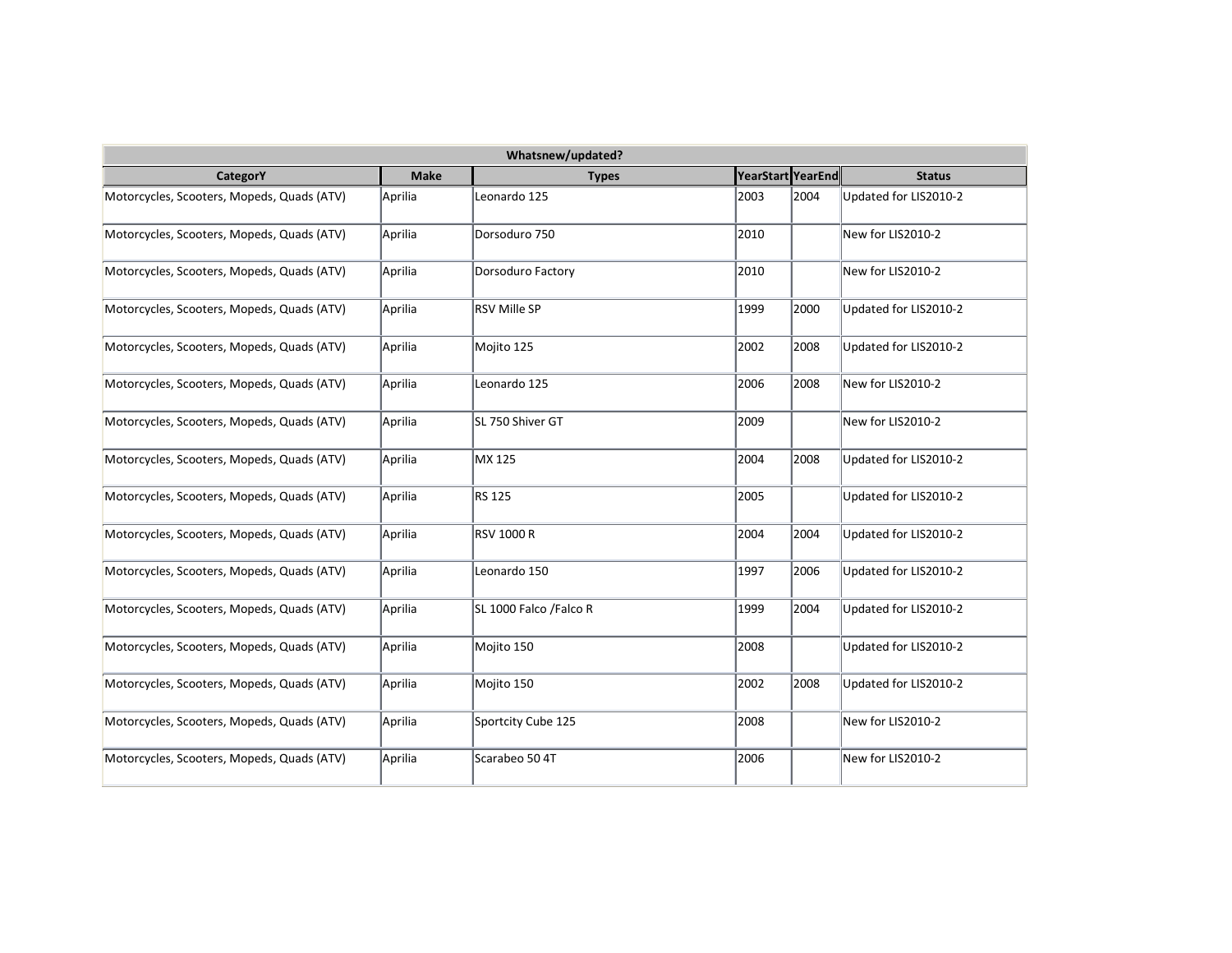| Whatsnew/updated? | | | | | |
|---|---|---|---|---|---|
| **CategorY** | **Make** | **Types** | **YearStart** | **YearEnd** | **Status** |
| Motorcycles, Scooters, Mopeds, Quads (ATV) | Aprilia | Leonardo 125 | 2003 | 2004 | Updated for LIS2010-2 |
| Motorcycles, Scooters, Mopeds, Quads (ATV) | Aprilia | Dorsoduro 750 | 2010 | | New for LIS2010-2 |
| Motorcycles, Scooters, Mopeds, Quads (ATV) | Aprilia | Dorsoduro Factory | 2010 | | New for LIS2010-2 |
| Motorcycles, Scooters, Mopeds, Quads (ATV) | Aprilia | RSV Mille SP | 1999 | 2000 | Updated for LIS2010-2 |
| Motorcycles, Scooters, Mopeds, Quads (ATV) | Aprilia | Mojito 125 | 2002 | 2008 | Updated for LIS2010-2 |
| Motorcycles, Scooters, Mopeds, Quads (ATV) | Aprilia | Leonardo 125 | 2006 | 2008 | New for LIS2010-2 |
| Motorcycles, Scooters, Mopeds, Quads (ATV) | Aprilia | SL 750 Shiver GT | 2009 | | New for LIS2010-2 |
| Motorcycles, Scooters, Mopeds, Quads (ATV) | Aprilia | MX 125 | 2004 | 2008 | Updated for LIS2010-2 |
| Motorcycles, Scooters, Mopeds, Quads (ATV) | Aprilia | RS 125 | 2005 | | Updated for LIS2010-2 |
| Motorcycles, Scooters, Mopeds, Quads (ATV) | Aprilia | RSV 1000 R | 2004 | 2004 | Updated for LIS2010-2 |
| Motorcycles, Scooters, Mopeds, Quads (ATV) | Aprilia | Leonardo 150 | 1997 | 2006 | Updated for LIS2010-2 |
| Motorcycles, Scooters, Mopeds, Quads (ATV) | Aprilia | SL 1000 Falco /Falco R | 1999 | 2004 | Updated for LIS2010-2 |
| Motorcycles, Scooters, Mopeds, Quads (ATV) | Aprilia | Mojito 150 | 2008 | | Updated for LIS2010-2 |
| Motorcycles, Scooters, Mopeds, Quads (ATV) | Aprilia | Mojito 150 | 2002 | 2008 | Updated for LIS2010-2 |
| Motorcycles, Scooters, Mopeds, Quads (ATV) | Aprilia | Sportcity Cube 125 | 2008 | | New for LIS2010-2 |
| Motorcycles, Scooters, Mopeds, Quads (ATV) | Aprilia | Scarabeo 50 4T | 2006 | | New for LIS2010-2 |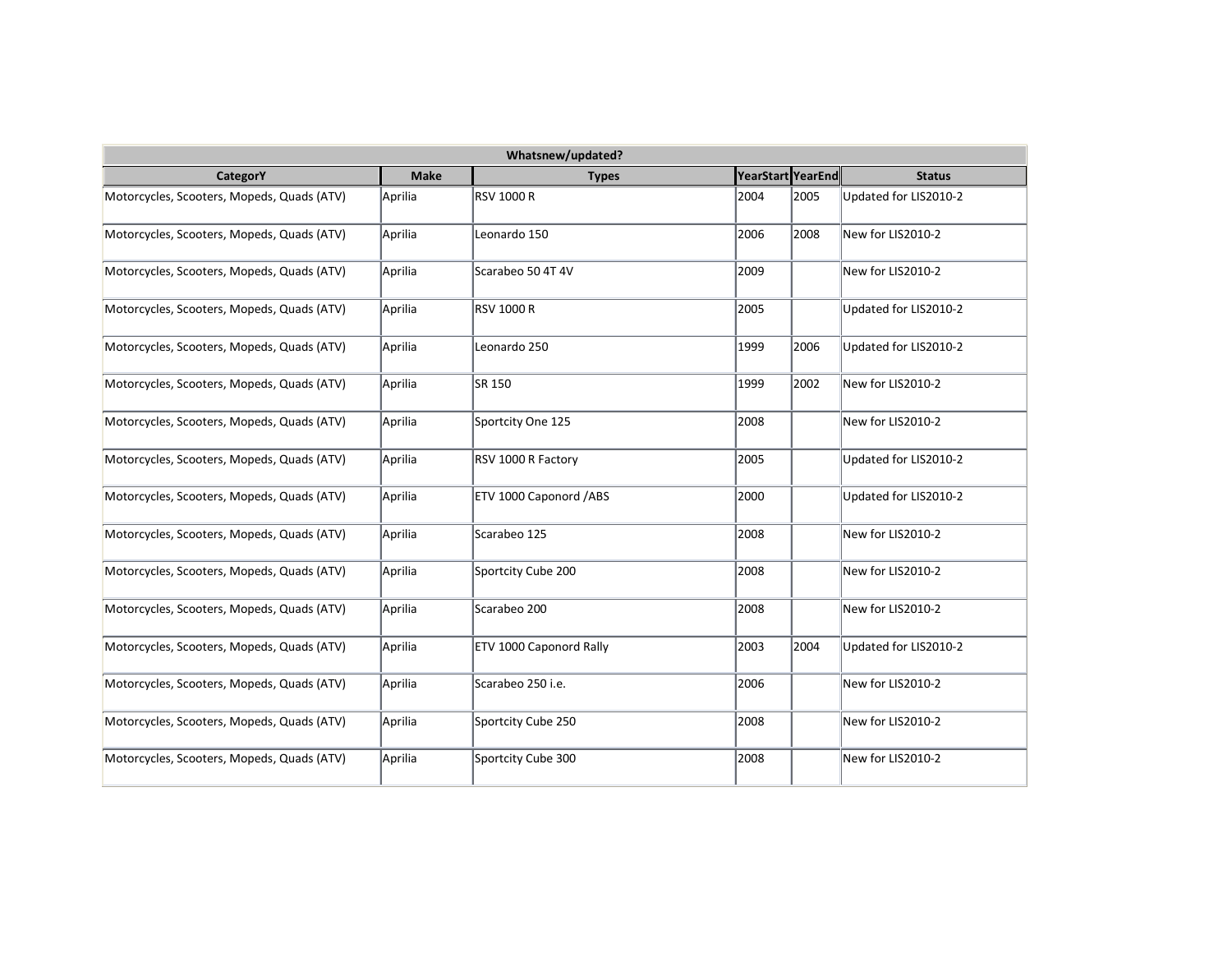| Whatsnew/updated? | | | | | |
|---|---|---|---|---|---|
| CategorY | Make | Types | YearStart | YearEnd | Status |
| Motorcycles, Scooters, Mopeds, Quads (ATV) | Aprilia | RSV 1000 R | 2004 | 2005 | Updated for LIS2010-2 |
| Motorcycles, Scooters, Mopeds, Quads (ATV) | Aprilia | Leonardo 150 | 2006 | 2008 | New for LIS2010-2 |
| Motorcycles, Scooters, Mopeds, Quads (ATV) | Aprilia | Scarabeo 50 4T 4V | 2009 | | New for LIS2010-2 |
| Motorcycles, Scooters, Mopeds, Quads (ATV) | Aprilia | RSV 1000 R | 2005 | | Updated for LIS2010-2 |
| Motorcycles, Scooters, Mopeds, Quads (ATV) | Aprilia | Leonardo 250 | 1999 | 2006 | Updated for LIS2010-2 |
| Motorcycles, Scooters, Mopeds, Quads (ATV) | Aprilia | SR 150 | 1999 | 2002 | New for LIS2010-2 |
| Motorcycles, Scooters, Mopeds, Quads (ATV) | Aprilia | Sportcity One 125 | 2008 | | New for LIS2010-2 |
| Motorcycles, Scooters, Mopeds, Quads (ATV) | Aprilia | RSV 1000 R Factory | 2005 | | Updated for LIS2010-2 |
| Motorcycles, Scooters, Mopeds, Quads (ATV) | Aprilia | ETV 1000 Caponord /ABS | 2000 | | Updated for LIS2010-2 |
| Motorcycles, Scooters, Mopeds, Quads (ATV) | Aprilia | Scarabeo 125 | 2008 | | New for LIS2010-2 |
| Motorcycles, Scooters, Mopeds, Quads (ATV) | Aprilia | Sportcity Cube 200 | 2008 | | New for LIS2010-2 |
| Motorcycles, Scooters, Mopeds, Quads (ATV) | Aprilia | Scarabeo 200 | 2008 | | New for LIS2010-2 |
| Motorcycles, Scooters, Mopeds, Quads (ATV) | Aprilia | ETV 1000 Caponord Rally | 2003 | 2004 | Updated for LIS2010-2 |
| Motorcycles, Scooters, Mopeds, Quads (ATV) | Aprilia | Scarabeo 250 i.e. | 2006 | | New for LIS2010-2 |
| Motorcycles, Scooters, Mopeds, Quads (ATV) | Aprilia | Sportcity Cube 250 | 2008 | | New for LIS2010-2 |
| Motorcycles, Scooters, Mopeds, Quads (ATV) | Aprilia | Sportcity Cube 300 | 2008 | | New for LIS2010-2 |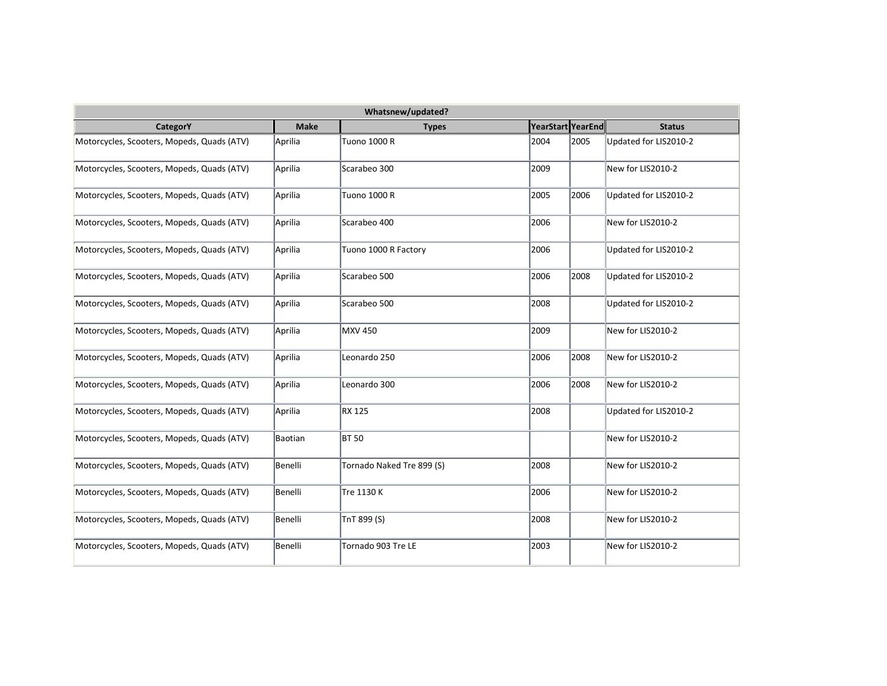| Whatsnew/updated? | | | | | |
|---|---|---|---|---|---|
| CategorY | Make | Types | YearStart | YearEnd | Status |
| Motorcycles, Scooters, Mopeds, Quads (ATV) | Aprilia | Tuono 1000 R | 2004 | 2005 | Updated for LIS2010-2 |
| Motorcycles, Scooters, Mopeds, Quads (ATV) | Aprilia | Scarabeo 300 | 2009 | | New for LIS2010-2 |
| Motorcycles, Scooters, Mopeds, Quads (ATV) | Aprilia | Tuono 1000 R | 2005 | 2006 | Updated for LIS2010-2 |
| Motorcycles, Scooters, Mopeds, Quads (ATV) | Aprilia | Scarabeo 400 | 2006 | | New for LIS2010-2 |
| Motorcycles, Scooters, Mopeds, Quads (ATV) | Aprilia | Tuono 1000 R Factory | 2006 | | Updated for LIS2010-2 |
| Motorcycles, Scooters, Mopeds, Quads (ATV) | Aprilia | Scarabeo 500 | 2006 | 2008 | Updated for LIS2010-2 |
| Motorcycles, Scooters, Mopeds, Quads (ATV) | Aprilia | Scarabeo 500 | 2008 | | Updated for LIS2010-2 |
| Motorcycles, Scooters, Mopeds, Quads (ATV) | Aprilia | MXV 450 | 2009 | | New for LIS2010-2 |
| Motorcycles, Scooters, Mopeds, Quads (ATV) | Aprilia | Leonardo 250 | 2006 | 2008 | New for LIS2010-2 |
| Motorcycles, Scooters, Mopeds, Quads (ATV) | Aprilia | Leonardo 300 | 2006 | 2008 | New for LIS2010-2 |
| Motorcycles, Scooters, Mopeds, Quads (ATV) | Aprilia | RX 125 | 2008 | | Updated for LIS2010-2 |
| Motorcycles, Scooters, Mopeds, Quads (ATV) | Baotian | BT 50 | | | New for LIS2010-2 |
| Motorcycles, Scooters, Mopeds, Quads (ATV) | Benelli | Tornado Naked Tre 899 (S) | 2008 | | New for LIS2010-2 |
| Motorcycles, Scooters, Mopeds, Quads (ATV) | Benelli | Tre 1130 K | 2006 | | New for LIS2010-2 |
| Motorcycles, Scooters, Mopeds, Quads (ATV) | Benelli | TnT 899 (S) | 2008 | | New for LIS2010-2 |
| Motorcycles, Scooters, Mopeds, Quads (ATV) | Benelli | Tornado 903 Tre LE | 2003 | | New for LIS2010-2 |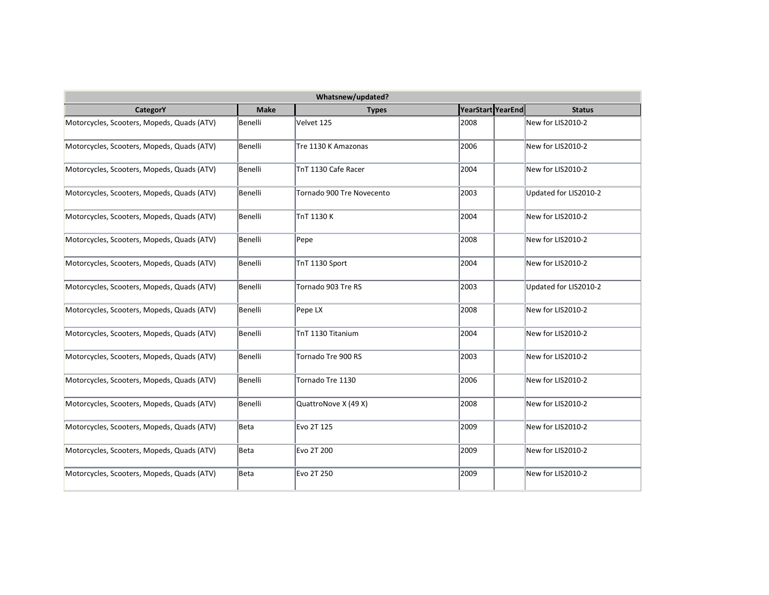| Whatsnew/updated? | | | | | |
|---|---|---|---|---|---|
| CategorY | Make | Types | YearStart | YearEnd | Status |
| Motorcycles, Scooters, Mopeds, Quads (ATV) | Benelli | Velvet 125 | 2008 | | New for LIS2010-2 |
| Motorcycles, Scooters, Mopeds, Quads (ATV) | Benelli | Tre 1130 K Amazonas | 2006 | | New for LIS2010-2 |
| Motorcycles, Scooters, Mopeds, Quads (ATV) | Benelli | TnT 1130 Cafe Racer | 2004 | | New for LIS2010-2 |
| Motorcycles, Scooters, Mopeds, Quads (ATV) | Benelli | Tornado 900 Tre Novecento | 2003 | | Updated for LIS2010-2 |
| Motorcycles, Scooters, Mopeds, Quads (ATV) | Benelli | TnT 1130 K | 2004 | | New for LIS2010-2 |
| Motorcycles, Scooters, Mopeds, Quads (ATV) | Benelli | Pepe | 2008 | | New for LIS2010-2 |
| Motorcycles, Scooters, Mopeds, Quads (ATV) | Benelli | TnT 1130 Sport | 2004 | | New for LIS2010-2 |
| Motorcycles, Scooters, Mopeds, Quads (ATV) | Benelli | Tornado 903 Tre RS | 2003 | | Updated for LIS2010-2 |
| Motorcycles, Scooters, Mopeds, Quads (ATV) | Benelli | Pepe LX | 2008 | | New for LIS2010-2 |
| Motorcycles, Scooters, Mopeds, Quads (ATV) | Benelli | TnT 1130 Titanium | 2004 | | New for LIS2010-2 |
| Motorcycles, Scooters, Mopeds, Quads (ATV) | Benelli | Tornado Tre 900 RS | 2003 | | New for LIS2010-2 |
| Motorcycles, Scooters, Mopeds, Quads (ATV) | Benelli | Tornado Tre 1130 | 2006 | | New for LIS2010-2 |
| Motorcycles, Scooters, Mopeds, Quads (ATV) | Benelli | QuattroNove X (49 X) | 2008 | | New for LIS2010-2 |
| Motorcycles, Scooters, Mopeds, Quads (ATV) | Beta | Evo 2T 125 | 2009 | | New for LIS2010-2 |
| Motorcycles, Scooters, Mopeds, Quads (ATV) | Beta | Evo 2T 200 | 2009 | | New for LIS2010-2 |
| Motorcycles, Scooters, Mopeds, Quads (ATV) | Beta | Evo 2T 250 | 2009 | | New for LIS2010-2 |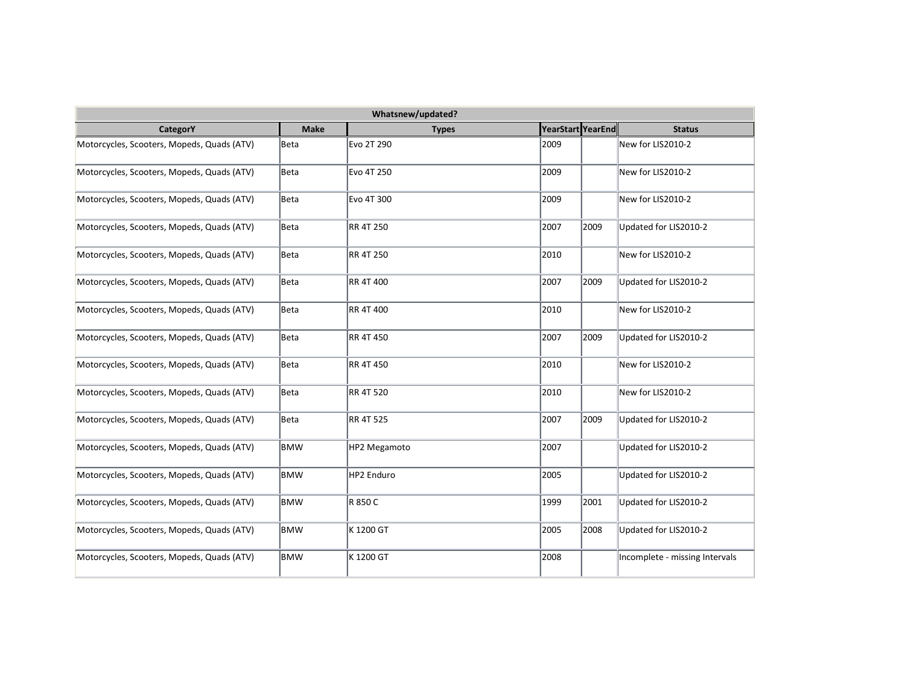| Whatsnew/updated? | | | | | |
|---|---|---|---|---|---|
| CategorY | Make | Types | YearStart | YearEnd | Status |
| Motorcycles, Scooters, Mopeds, Quads (ATV) | Beta | Evo 2T 290 | 2009 | | New for LIS2010-2 |
| Motorcycles, Scooters, Mopeds, Quads (ATV) | Beta | Evo 4T 250 | 2009 | | New for LIS2010-2 |
| Motorcycles, Scooters, Mopeds, Quads (ATV) | Beta | Evo 4T 300 | 2009 | | New for LIS2010-2 |
| Motorcycles, Scooters, Mopeds, Quads (ATV) | Beta | RR 4T 250 | 2007 | 2009 | Updated for LIS2010-2 |
| Motorcycles, Scooters, Mopeds, Quads (ATV) | Beta | RR 4T 250 | 2010 | | New for LIS2010-2 |
| Motorcycles, Scooters, Mopeds, Quads (ATV) | Beta | RR 4T 400 | 2007 | 2009 | Updated for LIS2010-2 |
| Motorcycles, Scooters, Mopeds, Quads (ATV) | Beta | RR 4T 400 | 2010 | | New for LIS2010-2 |
| Motorcycles, Scooters, Mopeds, Quads (ATV) | Beta | RR 4T 450 | 2007 | 2009 | Updated for LIS2010-2 |
| Motorcycles, Scooters, Mopeds, Quads (ATV) | Beta | RR 4T 450 | 2010 | | New for LIS2010-2 |
| Motorcycles, Scooters, Mopeds, Quads (ATV) | Beta | RR 4T 520 | 2010 | | New for LIS2010-2 |
| Motorcycles, Scooters, Mopeds, Quads (ATV) | Beta | RR 4T 525 | 2007 | 2009 | Updated for LIS2010-2 |
| Motorcycles, Scooters, Mopeds, Quads (ATV) | BMW | HP2 Megamoto | 2007 | | Updated for LIS2010-2 |
| Motorcycles, Scooters, Mopeds, Quads (ATV) | BMW | HP2 Enduro | 2005 | | Updated for LIS2010-2 |
| Motorcycles, Scooters, Mopeds, Quads (ATV) | BMW | R 850 C | 1999 | 2001 | Updated for LIS2010-2 |
| Motorcycles, Scooters, Mopeds, Quads (ATV) | BMW | K 1200 GT | 2005 | 2008 | Updated for LIS2010-2 |
| Motorcycles, Scooters, Mopeds, Quads (ATV) | BMW | K 1200 GT | 2008 | | Incomplete - missing Intervals |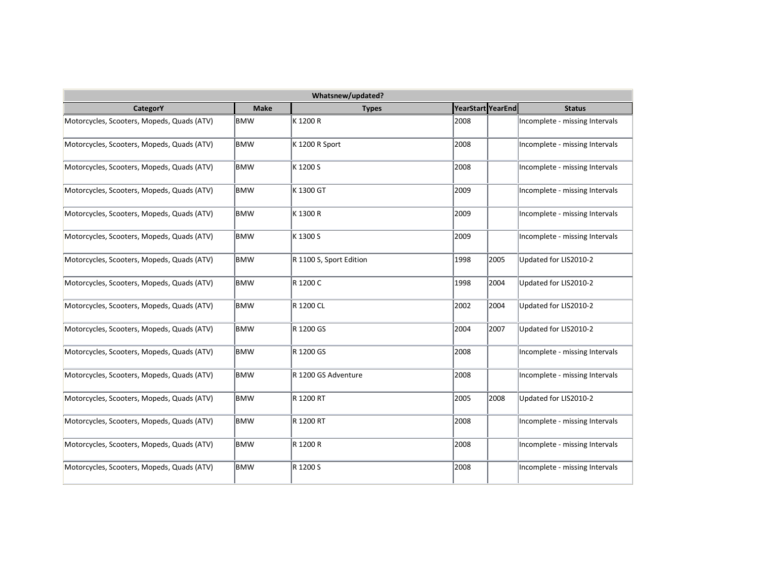| Whatsnew/updated? | | | | | |
|---|---|---|---|---|---|
| CategorY | Make | Types | YearStart | YearEnd | Status |
| Motorcycles, Scooters, Mopeds, Quads (ATV) | BMW | K 1200 R | 2008 | | Incomplete - missing Intervals |
| Motorcycles, Scooters, Mopeds, Quads (ATV) | BMW | K 1200 R Sport | 2008 | | Incomplete - missing Intervals |
| Motorcycles, Scooters, Mopeds, Quads (ATV) | BMW | K 1200 S | 2008 | | Incomplete - missing Intervals |
| Motorcycles, Scooters, Mopeds, Quads (ATV) | BMW | K 1300 GT | 2009 | | Incomplete - missing Intervals |
| Motorcycles, Scooters, Mopeds, Quads (ATV) | BMW | K 1300 R | 2009 | | Incomplete - missing Intervals |
| Motorcycles, Scooters, Mopeds, Quads (ATV) | BMW | K 1300 S | 2009 | | Incomplete - missing Intervals |
| Motorcycles, Scooters, Mopeds, Quads (ATV) | BMW | R 1100 S, Sport Edition | 1998 | 2005 | Updated for LIS2010-2 |
| Motorcycles, Scooters, Mopeds, Quads (ATV) | BMW | R 1200 C | 1998 | 2004 | Updated for LIS2010-2 |
| Motorcycles, Scooters, Mopeds, Quads (ATV) | BMW | R 1200 CL | 2002 | 2004 | Updated for LIS2010-2 |
| Motorcycles, Scooters, Mopeds, Quads (ATV) | BMW | R 1200 GS | 2004 | 2007 | Updated for LIS2010-2 |
| Motorcycles, Scooters, Mopeds, Quads (ATV) | BMW | R 1200 GS | 2008 | | Incomplete - missing Intervals |
| Motorcycles, Scooters, Mopeds, Quads (ATV) | BMW | R 1200 GS Adventure | 2008 | | Incomplete - missing Intervals |
| Motorcycles, Scooters, Mopeds, Quads (ATV) | BMW | R 1200 RT | 2005 | 2008 | Updated for LIS2010-2 |
| Motorcycles, Scooters, Mopeds, Quads (ATV) | BMW | R 1200 RT | 2008 | | Incomplete - missing Intervals |
| Motorcycles, Scooters, Mopeds, Quads (ATV) | BMW | R 1200 R | 2008 | | Incomplete - missing Intervals |
| Motorcycles, Scooters, Mopeds, Quads (ATV) | BMW | R 1200 S | 2008 | | Incomplete - missing Intervals |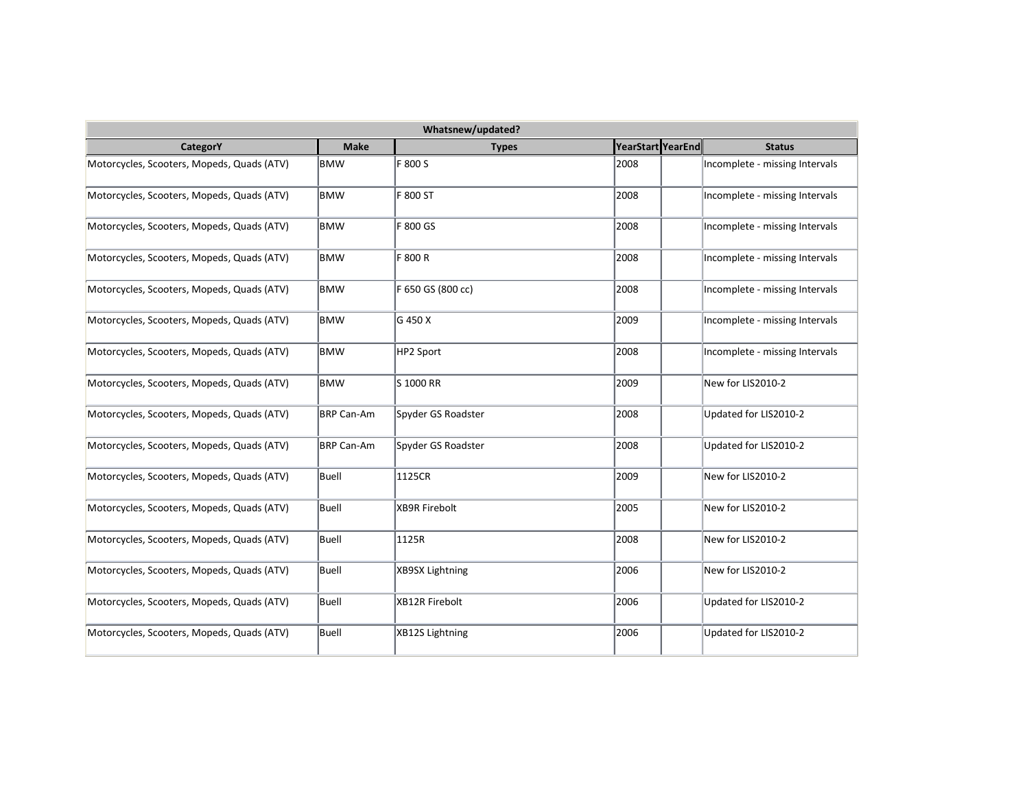| Whatsnew/updated? | | | | | |
|---|---|---|---|---|---|
| **CategorY** | **Make** | **Types** | **YearStart** | **YearEnd** | **Status** |
| Motorcycles, Scooters, Mopeds, Quads (ATV) | BMW | F 800 S | 2008 | | Incomplete - missing Intervals |
| Motorcycles, Scooters, Mopeds, Quads (ATV) | BMW | F 800 ST | 2008 | | Incomplete - missing Intervals |
| Motorcycles, Scooters, Mopeds, Quads (ATV) | BMW | F 800 GS | 2008 | | Incomplete - missing Intervals |
| Motorcycles, Scooters, Mopeds, Quads (ATV) | BMW | F 800 R | 2008 | | Incomplete - missing Intervals |
| Motorcycles, Scooters, Mopeds, Quads (ATV) | BMW | F 650 GS (800 cc) | 2008 | | Incomplete - missing Intervals |
| Motorcycles, Scooters, Mopeds, Quads (ATV) | BMW | G 450 X | 2009 | | Incomplete - missing Intervals |
| Motorcycles, Scooters, Mopeds, Quads (ATV) | BMW | HP2 Sport | 2008 | | Incomplete - missing Intervals |
| Motorcycles, Scooters, Mopeds, Quads (ATV) | BMW | S 1000 RR | 2009 | | New for LIS2010-2 |
| Motorcycles, Scooters, Mopeds, Quads (ATV) | BRP Can-Am | Spyder GS Roadster | 2008 | | Updated for LIS2010-2 |
| Motorcycles, Scooters, Mopeds, Quads (ATV) | BRP Can-Am | Spyder GS Roadster | 2008 | | Updated for LIS2010-2 |
| Motorcycles, Scooters, Mopeds, Quads (ATV) | Buell | 1125CR | 2009 | | New for LIS2010-2 |
| Motorcycles, Scooters, Mopeds, Quads (ATV) | Buell | XB9R Firebolt | 2005 | | New for LIS2010-2 |
| Motorcycles, Scooters, Mopeds, Quads (ATV) | Buell | 1125R | 2008 | | New for LIS2010-2 |
| Motorcycles, Scooters, Mopeds, Quads (ATV) | Buell | XB9SX Lightning | 2006 | | New for LIS2010-2 |
| Motorcycles, Scooters, Mopeds, Quads (ATV) | Buell | XB12R Firebolt | 2006 | | Updated for LIS2010-2 |
| Motorcycles, Scooters, Mopeds, Quads (ATV) | Buell | XB12S Lightning | 2006 | | Updated for LIS2010-2 |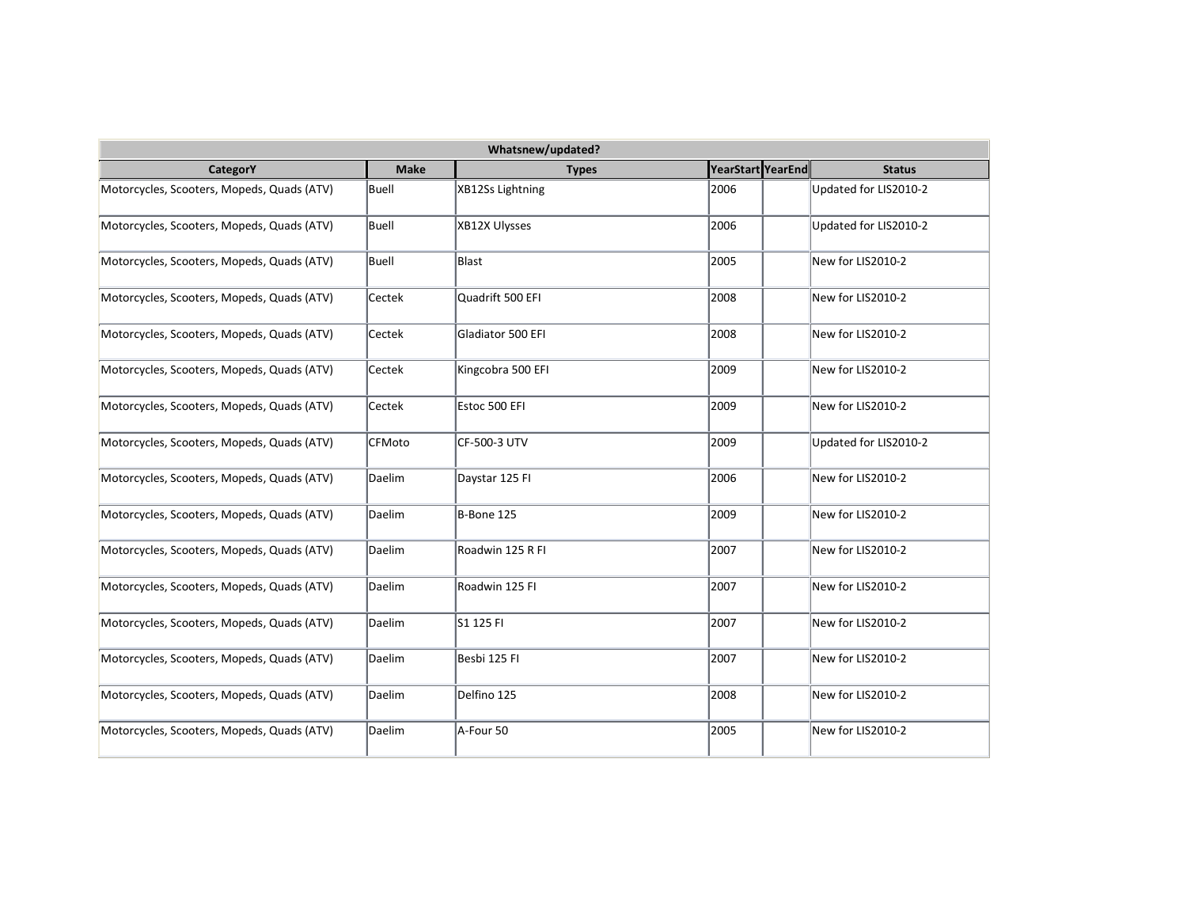| Whatsnew/updated? | | | | | |
|---|---|---|---|---|---|
| **CategorY** | **Make** | **Types** | **YearStart** | **YearEnd** | **Status** |
| Motorcycles, Scooters, Mopeds, Quads (ATV) | Buell | XB12Ss Lightning | 2006 | | Updated for LIS2010-2 |
| Motorcycles, Scooters, Mopeds, Quads (ATV) | Buell | XB12X Ulysses | 2006 | | Updated for LIS2010-2 |
| Motorcycles, Scooters, Mopeds, Quads (ATV) | Buell | Blast | 2005 | | New for LIS2010-2 |
| Motorcycles, Scooters, Mopeds, Quads (ATV) | Cectek | Quadrift 500 EFI | 2008 | | New for LIS2010-2 |
| Motorcycles, Scooters, Mopeds, Quads (ATV) | Cectek | Gladiator 500 EFI | 2008 | | New for LIS2010-2 |
| Motorcycles, Scooters, Mopeds, Quads (ATV) | Cectek | Kingcobra 500 EFI | 2009 | | New for LIS2010-2 |
| Motorcycles, Scooters, Mopeds, Quads (ATV) | Cectek | Estoc 500 EFI | 2009 | | New for LIS2010-2 |
| Motorcycles, Scooters, Mopeds, Quads (ATV) | CFMoto | CF-500-3 UTV | 2009 | | Updated for LIS2010-2 |
| Motorcycles, Scooters, Mopeds, Quads (ATV) | Daelim | Daystar 125 FI | 2006 | | New for LIS2010-2 |
| Motorcycles, Scooters, Mopeds, Quads (ATV) | Daelim | B-Bone 125 | 2009 | | New for LIS2010-2 |
| Motorcycles, Scooters, Mopeds, Quads (ATV) | Daelim | Roadwin 125 R FI | 2007 | | New for LIS2010-2 |
| Motorcycles, Scooters, Mopeds, Quads (ATV) | Daelim | Roadwin 125 FI | 2007 | | New for LIS2010-2 |
| Motorcycles, Scooters, Mopeds, Quads (ATV) | Daelim | S1 125 FI | 2007 | | New for LIS2010-2 |
| Motorcycles, Scooters, Mopeds, Quads (ATV) | Daelim | Besbi 125 FI | 2007 | | New for LIS2010-2 |
| Motorcycles, Scooters, Mopeds, Quads (ATV) | Daelim | Delfino 125 | 2008 | | New for LIS2010-2 |
| Motorcycles, Scooters, Mopeds, Quads (ATV) | Daelim | A-Four 50 | 2005 | | New for LIS2010-2 |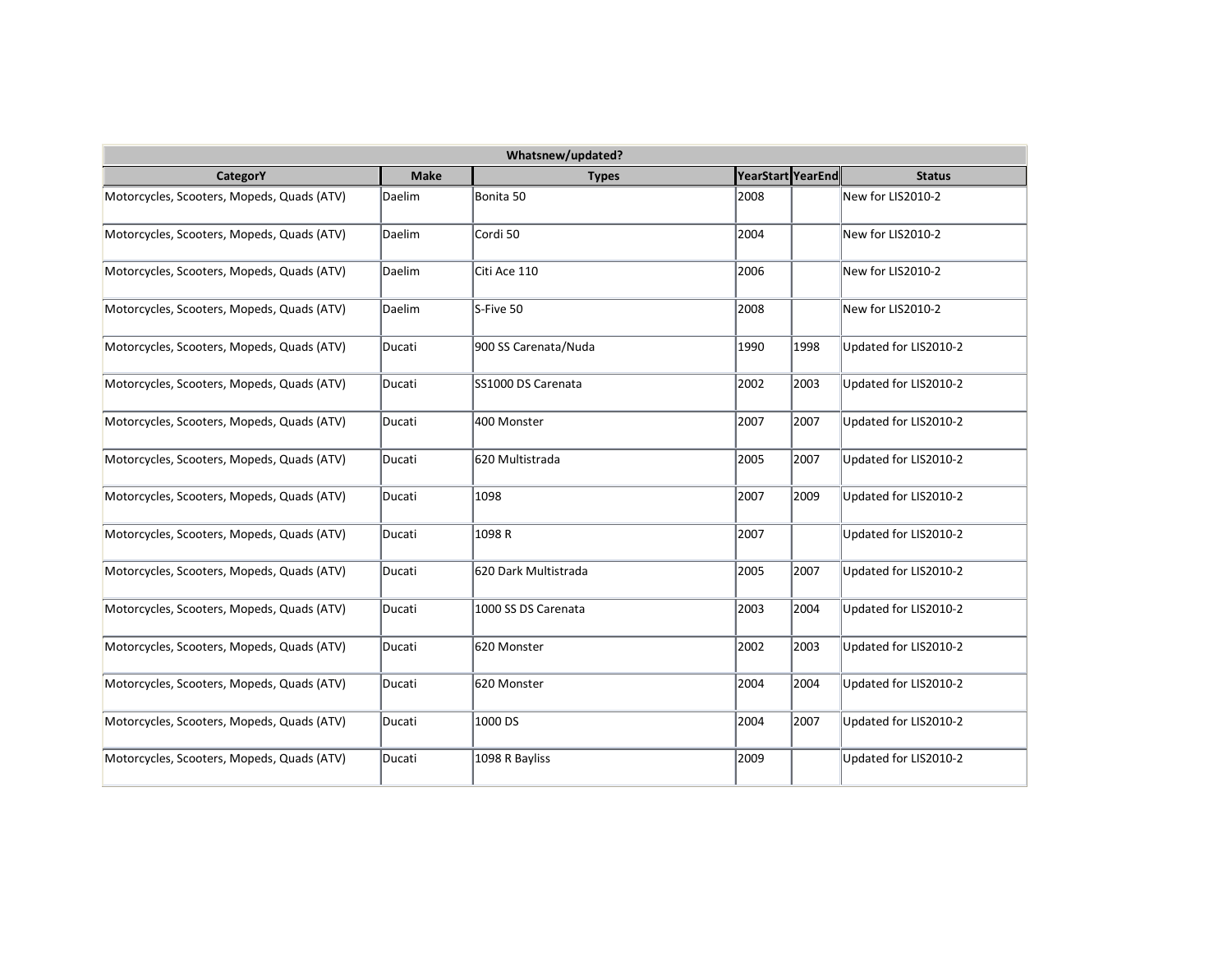| Whatsnew/updated? | | | | | |
|---|---|---|---|---|---|
| **CategorY** | **Make** | **Types** | **YearStart** | **YearEnd** | **Status** |
| Motorcycles, Scooters, Mopeds, Quads (ATV) | Daelim | Bonita 50 | 2008 | | New for LIS2010-2 |
| Motorcycles, Scooters, Mopeds, Quads (ATV) | Daelim | Cordi 50 | 2004 | | New for LIS2010-2 |
| Motorcycles, Scooters, Mopeds, Quads (ATV) | Daelim | Citi Ace 110 | 2006 | | New for LIS2010-2 |
| Motorcycles, Scooters, Mopeds, Quads (ATV) | Daelim | S-Five 50 | 2008 | | New for LIS2010-2 |
| Motorcycles, Scooters, Mopeds, Quads (ATV) | Ducati | 900 SS Carenata/Nuda | 1990 | 1998 | Updated for LIS2010-2 |
| Motorcycles, Scooters, Mopeds, Quads (ATV) | Ducati | SS1000 DS Carenata | 2002 | 2003 | Updated for LIS2010-2 |
| Motorcycles, Scooters, Mopeds, Quads (ATV) | Ducati | 400 Monster | 2007 | 2007 | Updated for LIS2010-2 |
| Motorcycles, Scooters, Mopeds, Quads (ATV) | Ducati | 620 Multistrada | 2005 | 2007 | Updated for LIS2010-2 |
| Motorcycles, Scooters, Mopeds, Quads (ATV) | Ducati | 1098 | 2007 | 2009 | Updated for LIS2010-2 |
| Motorcycles, Scooters, Mopeds, Quads (ATV) | Ducati | 1098 R | 2007 | | Updated for LIS2010-2 |
| Motorcycles, Scooters, Mopeds, Quads (ATV) | Ducati | 620 Dark Multistrada | 2005 | 2007 | Updated for LIS2010-2 |
| Motorcycles, Scooters, Mopeds, Quads (ATV) | Ducati | 1000 SS DS Carenata | 2003 | 2004 | Updated for LIS2010-2 |
| Motorcycles, Scooters, Mopeds, Quads (ATV) | Ducati | 620 Monster | 2002 | 2003 | Updated for LIS2010-2 |
| Motorcycles, Scooters, Mopeds, Quads (ATV) | Ducati | 620 Monster | 2004 | 2004 | Updated for LIS2010-2 |
| Motorcycles, Scooters, Mopeds, Quads (ATV) | Ducati | 1000 DS | 2004 | 2007 | Updated for LIS2010-2 |
| Motorcycles, Scooters, Mopeds, Quads (ATV) | Ducati | 1098 R Bayliss | 2009 | | Updated for LIS2010-2 |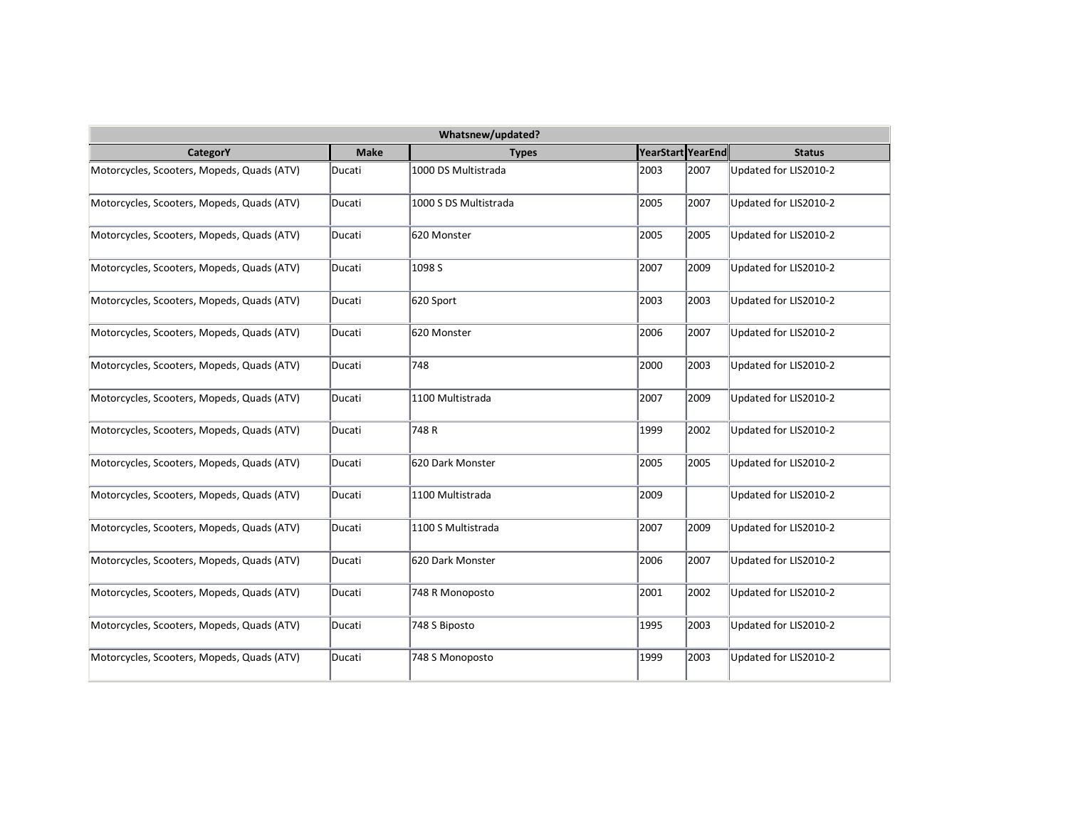| Whatsnew/updated? | | | | | |
|---|---|---|---|---|---|
| CategorY | Make | Types | YearStart | YearEnd | Status |
| Motorcycles, Scooters, Mopeds, Quads (ATV) | Ducati | 1000 DS Multistrada | 2003 | 2007 | Updated for LIS2010-2 |
| Motorcycles, Scooters, Mopeds, Quads (ATV) | Ducati | 1000 S DS Multistrada | 2005 | 2007 | Updated for LIS2010-2 |
| Motorcycles, Scooters, Mopeds, Quads (ATV) | Ducati | 620 Monster | 2005 | 2005 | Updated for LIS2010-2 |
| Motorcycles, Scooters, Mopeds, Quads (ATV) | Ducati | 1098 S | 2007 | 2009 | Updated for LIS2010-2 |
| Motorcycles, Scooters, Mopeds, Quads (ATV) | Ducati | 620 Sport | 2003 | 2003 | Updated for LIS2010-2 |
| Motorcycles, Scooters, Mopeds, Quads (ATV) | Ducati | 620 Monster | 2006 | 2007 | Updated for LIS2010-2 |
| Motorcycles, Scooters, Mopeds, Quads (ATV) | Ducati | 748 | 2000 | 2003 | Updated for LIS2010-2 |
| Motorcycles, Scooters, Mopeds, Quads (ATV) | Ducati | 1100 Multistrada | 2007 | 2009 | Updated for LIS2010-2 |
| Motorcycles, Scooters, Mopeds, Quads (ATV) | Ducati | 748 R | 1999 | 2002 | Updated for LIS2010-2 |
| Motorcycles, Scooters, Mopeds, Quads (ATV) | Ducati | 620 Dark Monster | 2005 | 2005 | Updated for LIS2010-2 |
| Motorcycles, Scooters, Mopeds, Quads (ATV) | Ducati | 1100 Multistrada | 2009 | | Updated for LIS2010-2 |
| Motorcycles, Scooters, Mopeds, Quads (ATV) | Ducati | 1100 S Multistrada | 2007 | 2009 | Updated for LIS2010-2 |
| Motorcycles, Scooters, Mopeds, Quads (ATV) | Ducati | 620 Dark Monster | 2006 | 2007 | Updated for LIS2010-2 |
| Motorcycles, Scooters, Mopeds, Quads (ATV) | Ducati | 748 R Monoposto | 2001 | 2002 | Updated for LIS2010-2 |
| Motorcycles, Scooters, Mopeds, Quads (ATV) | Ducati | 748 S Biposto | 1995 | 2003 | Updated for LIS2010-2 |
| Motorcycles, Scooters, Mopeds, Quads (ATV) | Ducati | 748 S Monoposto | 1999 | 2003 | Updated for LIS2010-2 |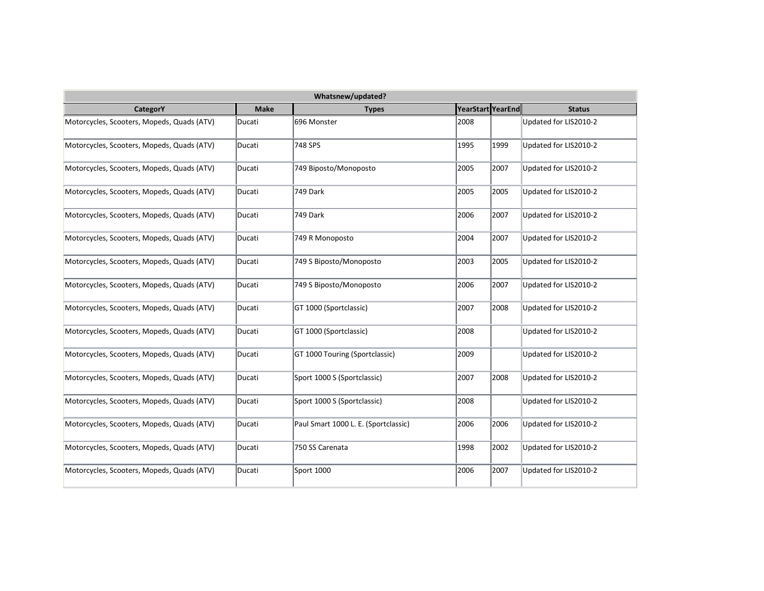| Whatsnew/updated? | | | | | |
|---|---|---|---|---|---|
| CategorY | Make | Types | YearStart | YearEnd | Status |
| Motorcycles, Scooters, Mopeds, Quads (ATV) | Ducati | 696 Monster | 2008 | | Updated for LIS2010-2 |
| Motorcycles, Scooters, Mopeds, Quads (ATV) | Ducati | 748 SPS | 1995 | 1999 | Updated for LIS2010-2 |
| Motorcycles, Scooters, Mopeds, Quads (ATV) | Ducati | 749 Biposto/Monoposto | 2005 | 2007 | Updated for LIS2010-2 |
| Motorcycles, Scooters, Mopeds, Quads (ATV) | Ducati | 749 Dark | 2005 | 2005 | Updated for LIS2010-2 |
| Motorcycles, Scooters, Mopeds, Quads (ATV) | Ducati | 749 Dark | 2006 | 2007 | Updated for LIS2010-2 |
| Motorcycles, Scooters, Mopeds, Quads (ATV) | Ducati | 749 R Monoposto | 2004 | 2007 | Updated for LIS2010-2 |
| Motorcycles, Scooters, Mopeds, Quads (ATV) | Ducati | 749 S Biposto/Monoposto | 2003 | 2005 | Updated for LIS2010-2 |
| Motorcycles, Scooters, Mopeds, Quads (ATV) | Ducati | 749 S Biposto/Monoposto | 2006 | 2007 | Updated for LIS2010-2 |
| Motorcycles, Scooters, Mopeds, Quads (ATV) | Ducati | GT 1000 (Sportclassic) | 2007 | 2008 | Updated for LIS2010-2 |
| Motorcycles, Scooters, Mopeds, Quads (ATV) | Ducati | GT 1000 (Sportclassic) | 2008 | | Updated for LIS2010-2 |
| Motorcycles, Scooters, Mopeds, Quads (ATV) | Ducati | GT 1000 Touring (Sportclassic) | 2009 | | Updated for LIS2010-2 |
| Motorcycles, Scooters, Mopeds, Quads (ATV) | Ducati | Sport 1000 S (Sportclassic) | 2007 | 2008 | Updated for LIS2010-2 |
| Motorcycles, Scooters, Mopeds, Quads (ATV) | Ducati | Sport 1000 S (Sportclassic) | 2008 | | Updated for LIS2010-2 |
| Motorcycles, Scooters, Mopeds, Quads (ATV) | Ducati | Paul Smart 1000 L. E. (Sportclassic) | 2006 | 2006 | Updated for LIS2010-2 |
| Motorcycles, Scooters, Mopeds, Quads (ATV) | Ducati | 750 SS Carenata | 1998 | 2002 | Updated for LIS2010-2 |
| Motorcycles, Scooters, Mopeds, Quads (ATV) | Ducati | Sport 1000 | 2006 | 2007 | Updated for LIS2010-2 |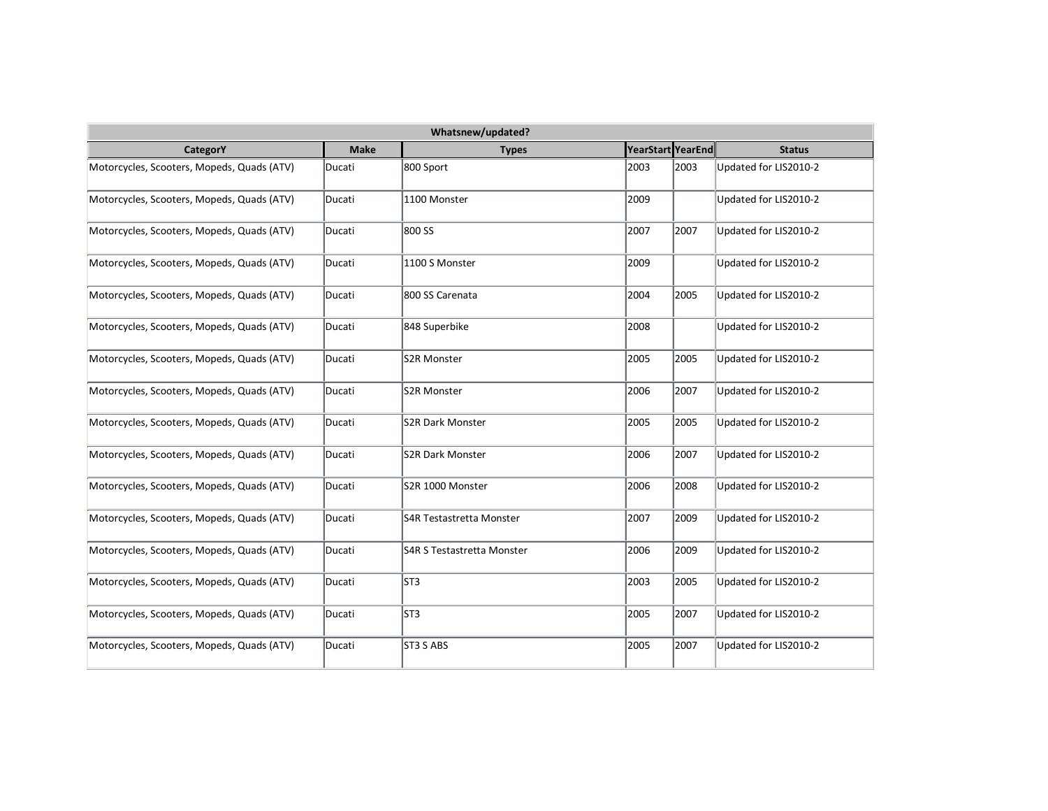| Whatsnew/updated? | | | | | |
|---|---|---|---|---|---|
| CategorY | Make | Types | YearStart | YearEnd | Status |
| Motorcycles, Scooters, Mopeds, Quads (ATV) | Ducati | 800 Sport | 2003 | 2003 | Updated for LIS2010-2 |
| Motorcycles, Scooters, Mopeds, Quads (ATV) | Ducati | 1100 Monster | 2009 | | Updated for LIS2010-2 |
| Motorcycles, Scooters, Mopeds, Quads (ATV) | Ducati | 800 SS | 2007 | 2007 | Updated for LIS2010-2 |
| Motorcycles, Scooters, Mopeds, Quads (ATV) | Ducati | 1100 S Monster | 2009 | | Updated for LIS2010-2 |
| Motorcycles, Scooters, Mopeds, Quads (ATV) | Ducati | 800 SS Carenata | 2004 | 2005 | Updated for LIS2010-2 |
| Motorcycles, Scooters, Mopeds, Quads (ATV) | Ducati | 848 Superbike | 2008 | | Updated for LIS2010-2 |
| Motorcycles, Scooters, Mopeds, Quads (ATV) | Ducati | S2R Monster | 2005 | 2005 | Updated for LIS2010-2 |
| Motorcycles, Scooters, Mopeds, Quads (ATV) | Ducati | S2R Monster | 2006 | 2007 | Updated for LIS2010-2 |
| Motorcycles, Scooters, Mopeds, Quads (ATV) | Ducati | S2R Dark Monster | 2005 | 2005 | Updated for LIS2010-2 |
| Motorcycles, Scooters, Mopeds, Quads (ATV) | Ducati | S2R Dark Monster | 2006 | 2007 | Updated for LIS2010-2 |
| Motorcycles, Scooters, Mopeds, Quads (ATV) | Ducati | S2R 1000 Monster | 2006 | 2008 | Updated for LIS2010-2 |
| Motorcycles, Scooters, Mopeds, Quads (ATV) | Ducati | S4R Testastretta Monster | 2007 | 2009 | Updated for LIS2010-2 |
| Motorcycles, Scooters, Mopeds, Quads (ATV) | Ducati | S4R S Testastretta Monster | 2006 | 2009 | Updated for LIS2010-2 |
| Motorcycles, Scooters, Mopeds, Quads (ATV) | Ducati | ST3 | 2003 | 2005 | Updated for LIS2010-2 |
| Motorcycles, Scooters, Mopeds, Quads (ATV) | Ducati | ST3 | 2005 | 2007 | Updated for LIS2010-2 |
| Motorcycles, Scooters, Mopeds, Quads (ATV) | Ducati | ST3 S ABS | 2005 | 2007 | Updated for LIS2010-2 |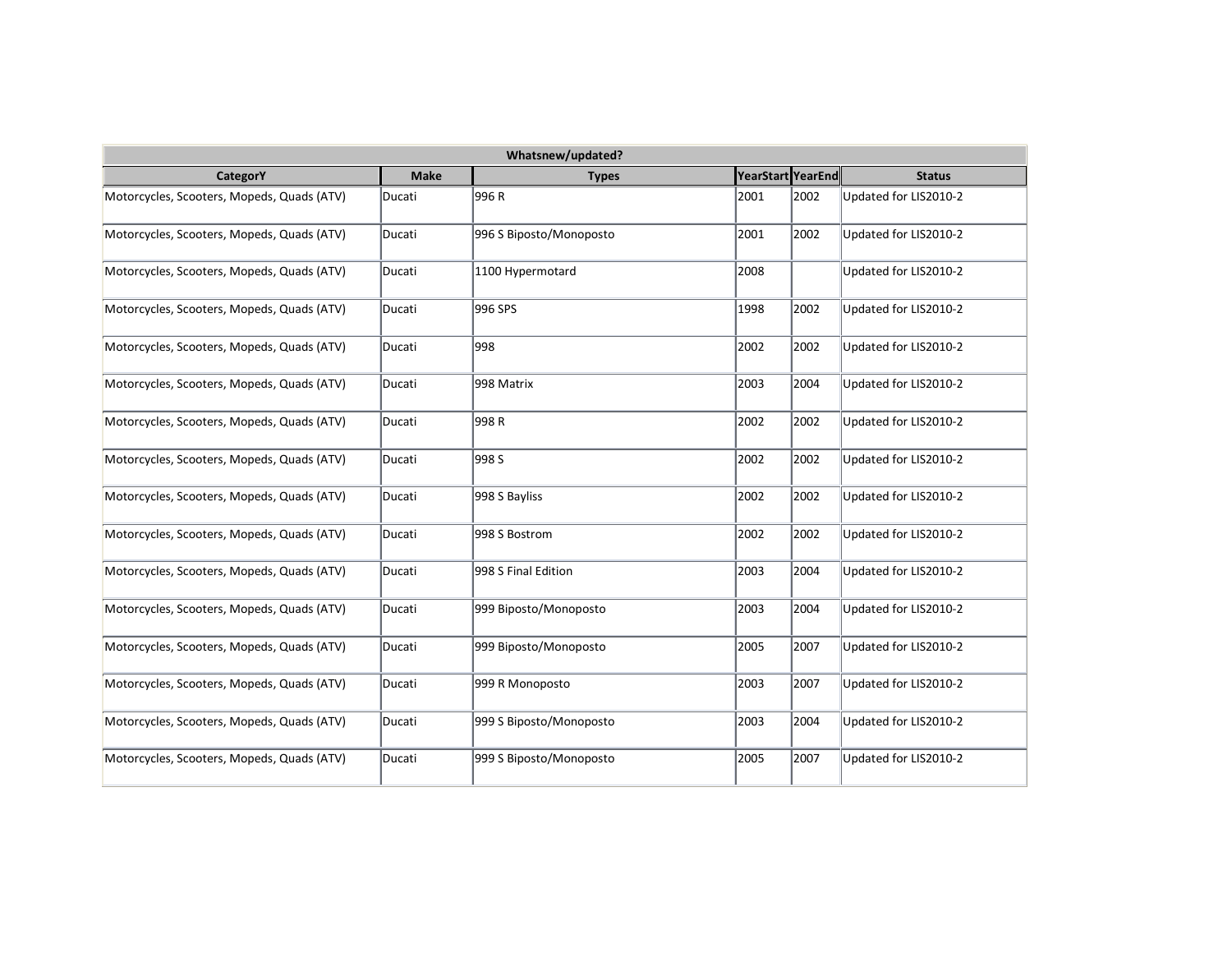| Whatsnew/updated? | | | | | |
|---|---|---|---|---|---|
| **CategorY** | **Make** | **Types** | **YearStart** | **YearEnd** | **Status** |
| Motorcycles, Scooters, Mopeds, Quads (ATV) | Ducati | 996 R | 2001 | 2002 | Updated for LIS2010-2 |
| Motorcycles, Scooters, Mopeds, Quads (ATV) | Ducati | 996 S Biposto/Monoposto | 2001 | 2002 | Updated for LIS2010-2 |
| Motorcycles, Scooters, Mopeds, Quads (ATV) | Ducati | 1100 Hypermotard | 2008 | | Updated for LIS2010-2 |
| Motorcycles, Scooters, Mopeds, Quads (ATV) | Ducati | 996 SPS | 1998 | 2002 | Updated for LIS2010-2 |
| Motorcycles, Scooters, Mopeds, Quads (ATV) | Ducati | 998 | 2002 | 2002 | Updated for LIS2010-2 |
| Motorcycles, Scooters, Mopeds, Quads (ATV) | Ducati | 998 Matrix | 2003 | 2004 | Updated for LIS2010-2 |
| Motorcycles, Scooters, Mopeds, Quads (ATV) | Ducati | 998 R | 2002 | 2002 | Updated for LIS2010-2 |
| Motorcycles, Scooters, Mopeds, Quads (ATV) | Ducati | 998 S | 2002 | 2002 | Updated for LIS2010-2 |
| Motorcycles, Scooters, Mopeds, Quads (ATV) | Ducati | 998 S Bayliss | 2002 | 2002 | Updated for LIS2010-2 |
| Motorcycles, Scooters, Mopeds, Quads (ATV) | Ducati | 998 S Bostrom | 2002 | 2002 | Updated for LIS2010-2 |
| Motorcycles, Scooters, Mopeds, Quads (ATV) | Ducati | 998 S Final Edition | 2003 | 2004 | Updated for LIS2010-2 |
| Motorcycles, Scooters, Mopeds, Quads (ATV) | Ducati | 999 Biposto/Monoposto | 2003 | 2004 | Updated for LIS2010-2 |
| Motorcycles, Scooters, Mopeds, Quads (ATV) | Ducati | 999 Biposto/Monoposto | 2005 | 2007 | Updated for LIS2010-2 |
| Motorcycles, Scooters, Mopeds, Quads (ATV) | Ducati | 999 R Monoposto | 2003 | 2007 | Updated for LIS2010-2 |
| Motorcycles, Scooters, Mopeds, Quads (ATV) | Ducati | 999 S Biposto/Monoposto | 2003 | 2004 | Updated for LIS2010-2 |
| Motorcycles, Scooters, Mopeds, Quads (ATV) | Ducati | 999 S Biposto/Monoposto | 2005 | 2007 | Updated for LIS2010-2 |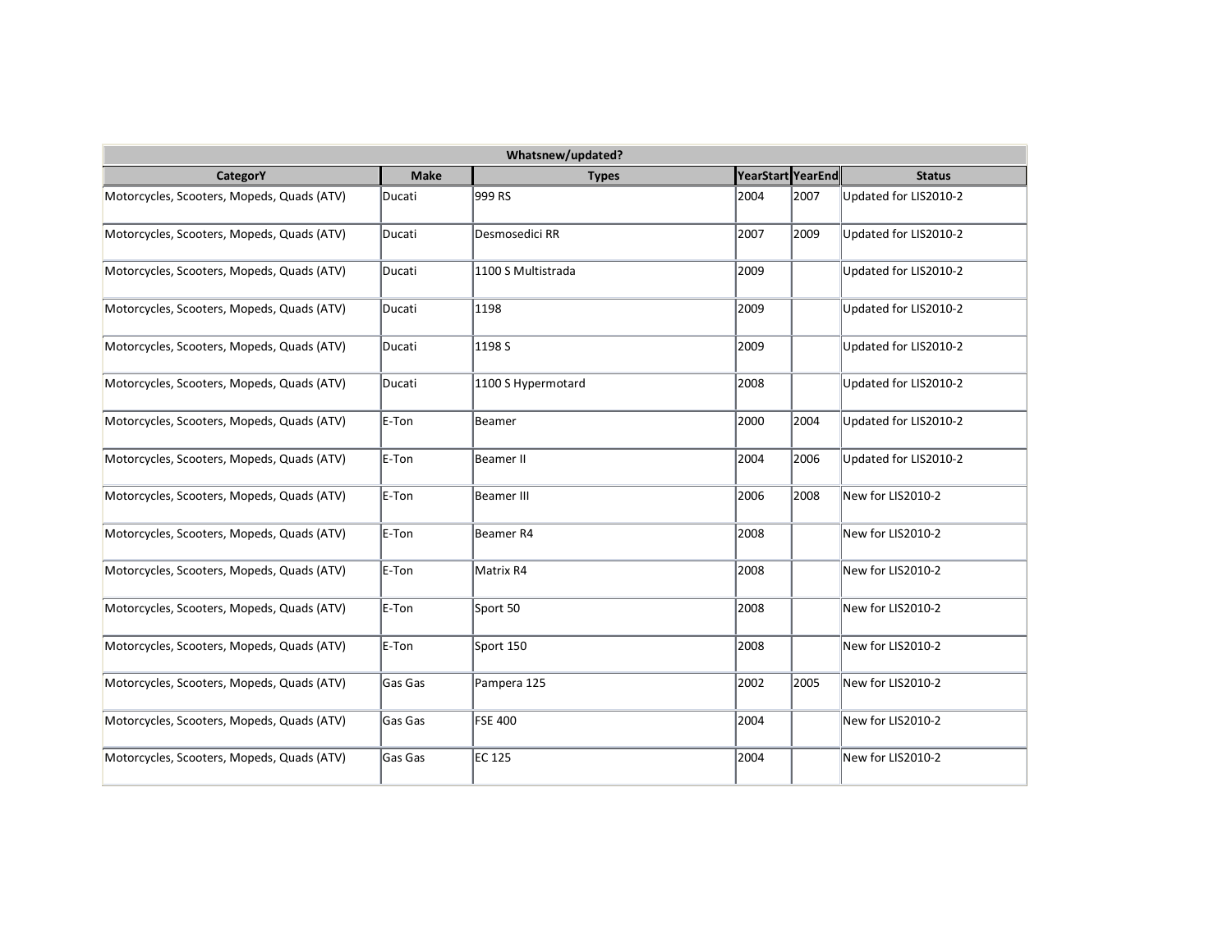| Whatsnew/updated? | | | | | |
|---|---|---|---|---|---|
| **CategorY** | **Make** | **Types** | **YearStart** | **YearEnd** | **Status** |
| Motorcycles, Scooters, Mopeds, Quads (ATV) | Ducati | 999 RS | 2004 | 2007 | Updated for LIS2010-2 |
| Motorcycles, Scooters, Mopeds, Quads (ATV) | Ducati | Desmosedici RR | 2007 | 2009 | Updated for LIS2010-2 |
| Motorcycles, Scooters, Mopeds, Quads (ATV) | Ducati | 1100 S Multistrada | 2009 | | Updated for LIS2010-2 |
| Motorcycles, Scooters, Mopeds, Quads (ATV) | Ducati | 1198 | 2009 | | Updated for LIS2010-2 |
| Motorcycles, Scooters, Mopeds, Quads (ATV) | Ducati | 1198 S | 2009 | | Updated for LIS2010-2 |
| Motorcycles, Scooters, Mopeds, Quads (ATV) | Ducati | 1100 S Hypermotard | 2008 | | Updated for LIS2010-2 |
| Motorcycles, Scooters, Mopeds, Quads (ATV) | E-Ton | Beamer | 2000 | 2004 | Updated for LIS2010-2 |
| Motorcycles, Scooters, Mopeds, Quads (ATV) | E-Ton | Beamer II | 2004 | 2006 | Updated for LIS2010-2 |
| Motorcycles, Scooters, Mopeds, Quads (ATV) | E-Ton | Beamer III | 2006 | 2008 | New for LIS2010-2 |
| Motorcycles, Scooters, Mopeds, Quads (ATV) | E-Ton | Beamer R4 | 2008 | | New for LIS2010-2 |
| Motorcycles, Scooters, Mopeds, Quads (ATV) | E-Ton | Matrix R4 | 2008 | | New for LIS2010-2 |
| Motorcycles, Scooters, Mopeds, Quads (ATV) | E-Ton | Sport 50 | 2008 | | New for LIS2010-2 |
| Motorcycles, Scooters, Mopeds, Quads (ATV) | E-Ton | Sport 150 | 2008 | | New for LIS2010-2 |
| Motorcycles, Scooters, Mopeds, Quads (ATV) | Gas Gas | Pampera 125 | 2002 | 2005 | New for LIS2010-2 |
| Motorcycles, Scooters, Mopeds, Quads (ATV) | Gas Gas | FSE 400 | 2004 | | New for LIS2010-2 |
| Motorcycles, Scooters, Mopeds, Quads (ATV) | Gas Gas | EC 125 | 2004 | | New for LIS2010-2 |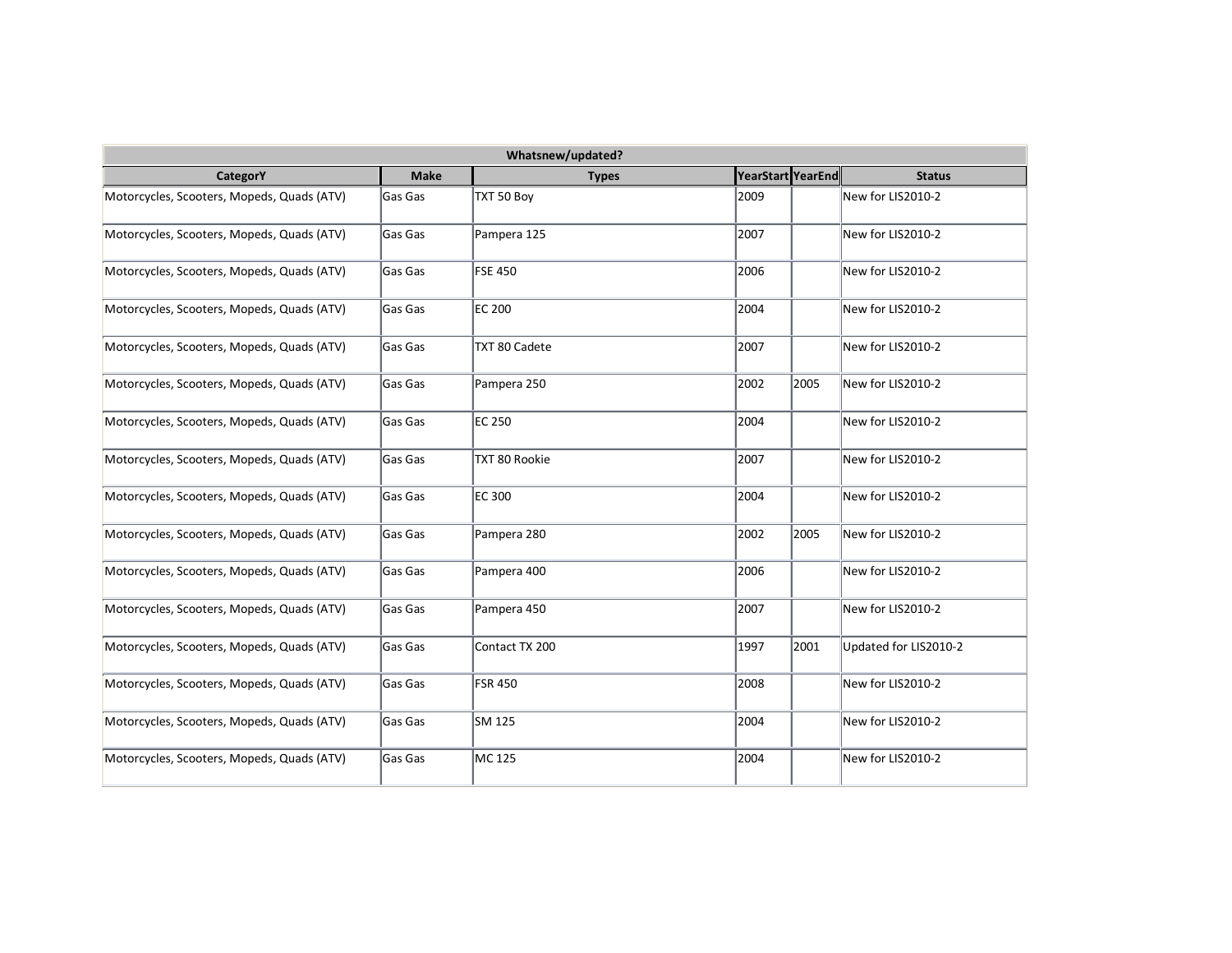| Whatsnew/updated? | | | | | |
|---|---|---|---|---|---|
| CategorY | Make | Types | YearStart | YearEnd | Status |
| Motorcycles, Scooters, Mopeds, Quads (ATV) | Gas Gas | TXT 50 Boy | 2009 | | New for LIS2010-2 |
| Motorcycles, Scooters, Mopeds, Quads (ATV) | Gas Gas | Pampera 125 | 2007 | | New for LIS2010-2 |
| Motorcycles, Scooters, Mopeds, Quads (ATV) | Gas Gas | FSE 450 | 2006 | | New for LIS2010-2 |
| Motorcycles, Scooters, Mopeds, Quads (ATV) | Gas Gas | EC 200 | 2004 | | New for LIS2010-2 |
| Motorcycles, Scooters, Mopeds, Quads (ATV) | Gas Gas | TXT 80 Cadete | 2007 | | New for LIS2010-2 |
| Motorcycles, Scooters, Mopeds, Quads (ATV) | Gas Gas | Pampera 250 | 2002 | 2005 | New for LIS2010-2 |
| Motorcycles, Scooters, Mopeds, Quads (ATV) | Gas Gas | EC 250 | 2004 | | New for LIS2010-2 |
| Motorcycles, Scooters, Mopeds, Quads (ATV) | Gas Gas | TXT 80 Rookie | 2007 | | New for LIS2010-2 |
| Motorcycles, Scooters, Mopeds, Quads (ATV) | Gas Gas | EC 300 | 2004 | | New for LIS2010-2 |
| Motorcycles, Scooters, Mopeds, Quads (ATV) | Gas Gas | Pampera 280 | 2002 | 2005 | New for LIS2010-2 |
| Motorcycles, Scooters, Mopeds, Quads (ATV) | Gas Gas | Pampera 400 | 2006 | | New for LIS2010-2 |
| Motorcycles, Scooters, Mopeds, Quads (ATV) | Gas Gas | Pampera 450 | 2007 | | New for LIS2010-2 |
| Motorcycles, Scooters, Mopeds, Quads (ATV) | Gas Gas | Contact TX 200 | 1997 | 2001 | Updated for LIS2010-2 |
| Motorcycles, Scooters, Mopeds, Quads (ATV) | Gas Gas | FSR 450 | 2008 | | New for LIS2010-2 |
| Motorcycles, Scooters, Mopeds, Quads (ATV) | Gas Gas | SM 125 | 2004 | | New for LIS2010-2 |
| Motorcycles, Scooters, Mopeds, Quads (ATV) | Gas Gas | MC 125 | 2004 | | New for LIS2010-2 |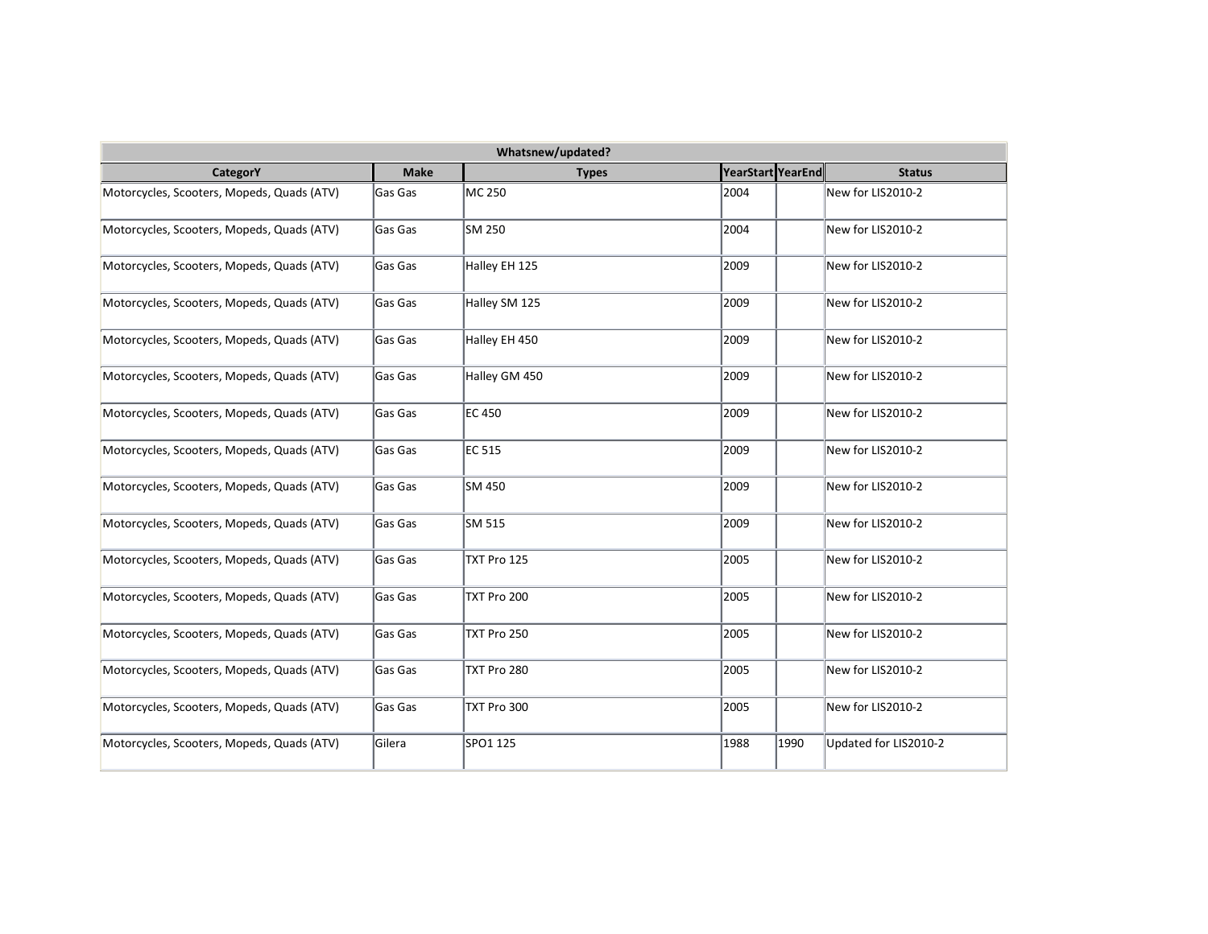| Whatsnew/updated? | | | | | |
|---|---|---|---|---|---|
| **CategorY** | **Make** | **Types** | **YearStart** | **YearEnd** | **Status** |
| Motorcycles, Scooters, Mopeds, Quads (ATV) | Gas Gas | MC 250 | 2004 | | New for LIS2010-2 |
| Motorcycles, Scooters, Mopeds, Quads (ATV) | Gas Gas | SM 250 | 2004 | | New for LIS2010-2 |
| Motorcycles, Scooters, Mopeds, Quads (ATV) | Gas Gas | Halley EH 125 | 2009 | | New for LIS2010-2 |
| Motorcycles, Scooters, Mopeds, Quads (ATV) | Gas Gas | Halley SM 125 | 2009 | | New for LIS2010-2 |
| Motorcycles, Scooters, Mopeds, Quads (ATV) | Gas Gas | Halley EH 450 | 2009 | | New for LIS2010-2 |
| Motorcycles, Scooters, Mopeds, Quads (ATV) | Gas Gas | Halley GM 450 | 2009 | | New for LIS2010-2 |
| Motorcycles, Scooters, Mopeds, Quads (ATV) | Gas Gas | EC 450 | 2009 | | New for LIS2010-2 |
| Motorcycles, Scooters, Mopeds, Quads (ATV) | Gas Gas | EC 515 | 2009 | | New for LIS2010-2 |
| Motorcycles, Scooters, Mopeds, Quads (ATV) | Gas Gas | SM 450 | 2009 | | New for LIS2010-2 |
| Motorcycles, Scooters, Mopeds, Quads (ATV) | Gas Gas | SM 515 | 2009 | | New for LIS2010-2 |
| Motorcycles, Scooters, Mopeds, Quads (ATV) | Gas Gas | TXT Pro 125 | 2005 | | New for LIS2010-2 |
| Motorcycles, Scooters, Mopeds, Quads (ATV) | Gas Gas | TXT Pro 200 | 2005 | | New for LIS2010-2 |
| Motorcycles, Scooters, Mopeds, Quads (ATV) | Gas Gas | TXT Pro 250 | 2005 | | New for LIS2010-2 |
| Motorcycles, Scooters, Mopeds, Quads (ATV) | Gas Gas | TXT Pro 280 | 2005 | | New for LIS2010-2 |
| Motorcycles, Scooters, Mopeds, Quads (ATV) | Gas Gas | TXT Pro 300 | 2005 | | New for LIS2010-2 |
| Motorcycles, Scooters, Mopeds, Quads (ATV) | Gilera | SPO1 125 | 1988 | 1990 | Updated for LIS2010-2 |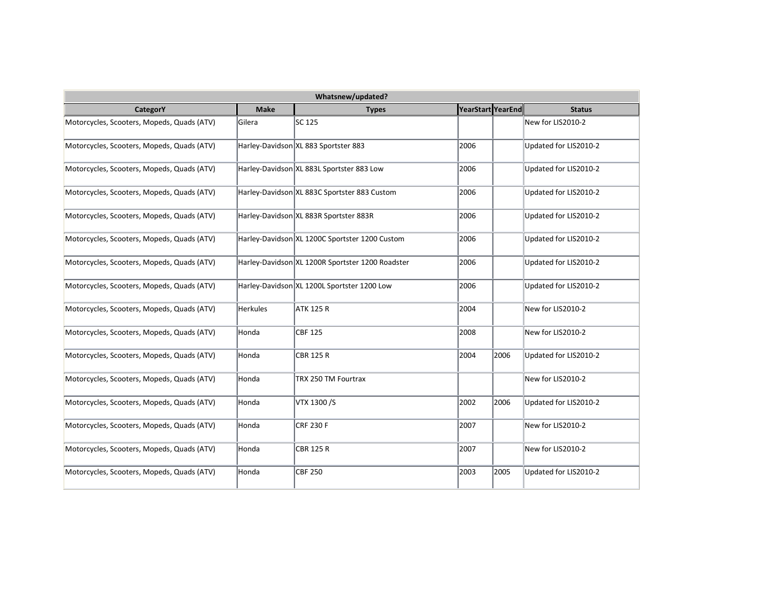| Whatsnew/updated? | | | | | |
|---|---|---|---|---|---|
| CategorY | Make | Types | YearStart | YearEnd | Status |
| Motorcycles, Scooters, Mopeds, Quads (ATV) | Gilera | SC 125 | | | New for LIS2010-2 |
| Motorcycles, Scooters, Mopeds, Quads (ATV) | Harley-Davidson | XL 883 Sportster 883 | 2006 | | Updated for LIS2010-2 |
| Motorcycles, Scooters, Mopeds, Quads (ATV) | Harley-Davidson | XL 883L Sportster 883 Low | 2006 | | Updated for LIS2010-2 |
| Motorcycles, Scooters, Mopeds, Quads (ATV) | Harley-Davidson | XL 883C Sportster 883 Custom | 2006 | | Updated for LIS2010-2 |
| Motorcycles, Scooters, Mopeds, Quads (ATV) | Harley-Davidson | XL 883R Sportster 883R | 2006 | | Updated for LIS2010-2 |
| Motorcycles, Scooters, Mopeds, Quads (ATV) | Harley-Davidson | XL 1200C Sportster 1200 Custom | 2006 | | Updated for LIS2010-2 |
| Motorcycles, Scooters, Mopeds, Quads (ATV) | Harley-Davidson | XL 1200R Sportster 1200 Roadster | 2006 | | Updated for LIS2010-2 |
| Motorcycles, Scooters, Mopeds, Quads (ATV) | Harley-Davidson | XL 1200L Sportster 1200 Low | 2006 | | Updated for LIS2010-2 |
| Motorcycles, Scooters, Mopeds, Quads (ATV) | Herkules | ATK 125 R | 2004 | | New for LIS2010-2 |
| Motorcycles, Scooters, Mopeds, Quads (ATV) | Honda | CBF 125 | 2008 | | New for LIS2010-2 |
| Motorcycles, Scooters, Mopeds, Quads (ATV) | Honda | CBR 125 R | 2004 | 2006 | Updated for LIS2010-2 |
| Motorcycles, Scooters, Mopeds, Quads (ATV) | Honda | TRX 250 TM Fourtrax | | | New for LIS2010-2 |
| Motorcycles, Scooters, Mopeds, Quads (ATV) | Honda | VTX 1300 /S | 2002 | 2006 | Updated for LIS2010-2 |
| Motorcycles, Scooters, Mopeds, Quads (ATV) | Honda | CRF 230 F | 2007 | | New for LIS2010-2 |
| Motorcycles, Scooters, Mopeds, Quads (ATV) | Honda | CBR 125 R | 2007 | | New for LIS2010-2 |
| Motorcycles, Scooters, Mopeds, Quads (ATV) | Honda | CBF 250 | 2003 | 2005 | Updated for LIS2010-2 |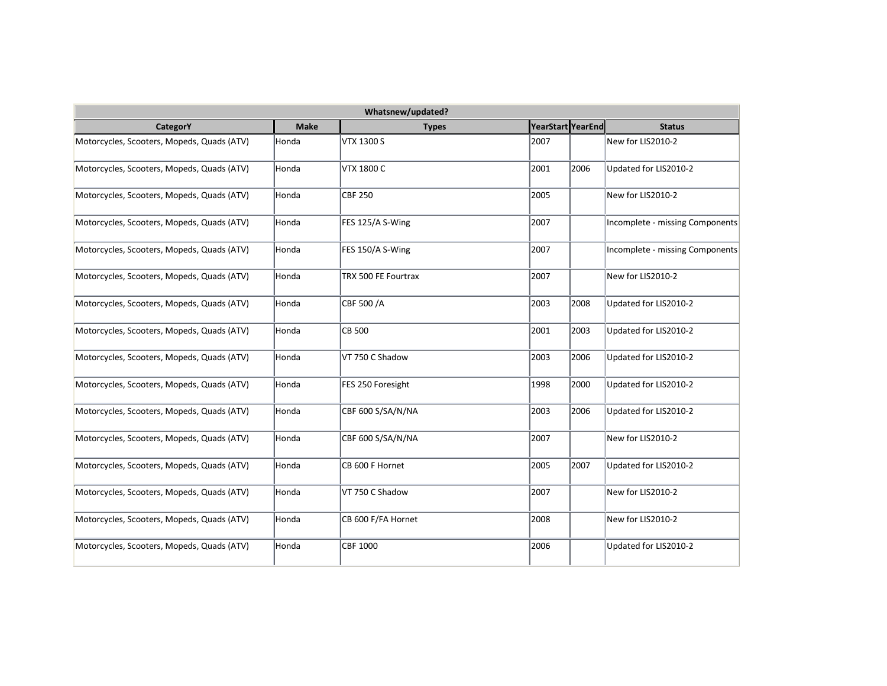| Whatsnew/updated? | | | | | |
|---|---|---|---|---|---|
| CategorY | Make | Types | YearStart | YearEnd | Status |
| Motorcycles, Scooters, Mopeds, Quads (ATV) | Honda | VTX 1300 S | 2007 | | New for LIS2010-2 |
| Motorcycles, Scooters, Mopeds, Quads (ATV) | Honda | VTX 1800 C | 2001 | 2006 | Updated for LIS2010-2 |
| Motorcycles, Scooters, Mopeds, Quads (ATV) | Honda | CBF 250 | 2005 | | New for LIS2010-2 |
| Motorcycles, Scooters, Mopeds, Quads (ATV) | Honda | FES 125/A S-Wing | 2007 | | Incomplete - missing Components |
| Motorcycles, Scooters, Mopeds, Quads (ATV) | Honda | FES 150/A S-Wing | 2007 | | Incomplete - missing Components |
| Motorcycles, Scooters, Mopeds, Quads (ATV) | Honda | TRX 500 FE Fourtrax | 2007 | | New for LIS2010-2 |
| Motorcycles, Scooters, Mopeds, Quads (ATV) | Honda | CBF 500 /A | 2003 | 2008 | Updated for LIS2010-2 |
| Motorcycles, Scooters, Mopeds, Quads (ATV) | Honda | CB 500 | 2001 | 2003 | Updated for LIS2010-2 |
| Motorcycles, Scooters, Mopeds, Quads (ATV) | Honda | VT 750 C Shadow | 2003 | 2006 | Updated for LIS2010-2 |
| Motorcycles, Scooters, Mopeds, Quads (ATV) | Honda | FES 250 Foresight | 1998 | 2000 | Updated for LIS2010-2 |
| Motorcycles, Scooters, Mopeds, Quads (ATV) | Honda | CBF 600 S/SA/N/NA | 2003 | 2006 | Updated for LIS2010-2 |
| Motorcycles, Scooters, Mopeds, Quads (ATV) | Honda | CBF 600 S/SA/N/NA | 2007 | | New for LIS2010-2 |
| Motorcycles, Scooters, Mopeds, Quads (ATV) | Honda | CB 600 F Hornet | 2005 | 2007 | Updated for LIS2010-2 |
| Motorcycles, Scooters, Mopeds, Quads (ATV) | Honda | VT 750 C Shadow | 2007 | | New for LIS2010-2 |
| Motorcycles, Scooters, Mopeds, Quads (ATV) | Honda | CB 600 F/FA Hornet | 2008 | | New for LIS2010-2 |
| Motorcycles, Scooters, Mopeds, Quads (ATV) | Honda | CBF 1000 | 2006 | | Updated for LIS2010-2 |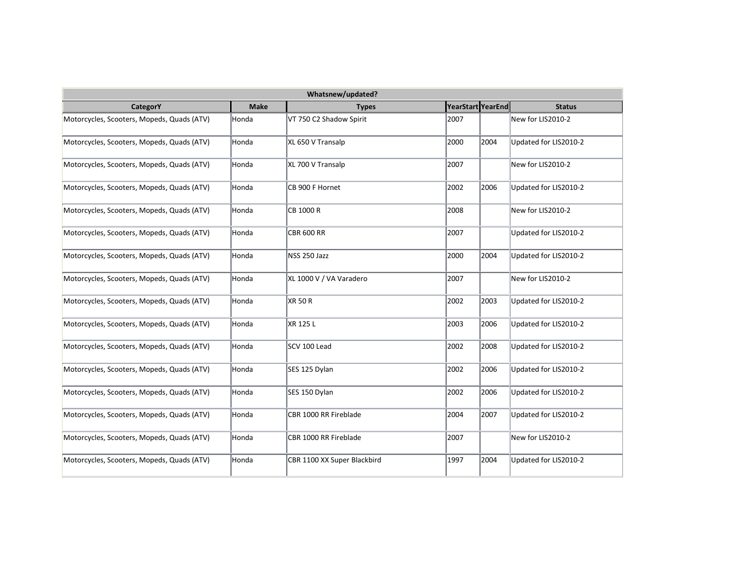| Whatsnew/updated? | | | | | |
|---|---|---|---|---|---|
| **CategorY** | **Make** | **Types** | **YearStart** | **YearEnd** | **Status** |
| Motorcycles, Scooters, Mopeds, Quads (ATV) | Honda | VT 750 C2 Shadow Spirit | 2007 | | New for LIS2010-2 |
| Motorcycles, Scooters, Mopeds, Quads (ATV) | Honda | XL 650 V Transalp | 2000 | 2004 | Updated for LIS2010-2 |
| Motorcycles, Scooters, Mopeds, Quads (ATV) | Honda | XL 700 V Transalp | 2007 | | New for LIS2010-2 |
| Motorcycles, Scooters, Mopeds, Quads (ATV) | Honda | CB 900 F Hornet | 2002 | 2006 | Updated for LIS2010-2 |
| Motorcycles, Scooters, Mopeds, Quads (ATV) | Honda | CB 1000 R | 2008 | | New for LIS2010-2 |
| Motorcycles, Scooters, Mopeds, Quads (ATV) | Honda | CBR 600 RR | 2007 | | Updated for LIS2010-2 |
| Motorcycles, Scooters, Mopeds, Quads (ATV) | Honda | NSS 250 Jazz | 2000 | 2004 | Updated for LIS2010-2 |
| Motorcycles, Scooters, Mopeds, Quads (ATV) | Honda | XL 1000 V / VA Varadero | 2007 | | New for LIS2010-2 |
| Motorcycles, Scooters, Mopeds, Quads (ATV) | Honda | XR 50 R | 2002 | 2003 | Updated for LIS2010-2 |
| Motorcycles, Scooters, Mopeds, Quads (ATV) | Honda | XR 125 L | 2003 | 2006 | Updated for LIS2010-2 |
| Motorcycles, Scooters, Mopeds, Quads (ATV) | Honda | SCV 100 Lead | 2002 | 2008 | Updated for LIS2010-2 |
| Motorcycles, Scooters, Mopeds, Quads (ATV) | Honda | SES 125 Dylan | 2002 | 2006 | Updated for LIS2010-2 |
| Motorcycles, Scooters, Mopeds, Quads (ATV) | Honda | SES 150 Dylan | 2002 | 2006 | Updated for LIS2010-2 |
| Motorcycles, Scooters, Mopeds, Quads (ATV) | Honda | CBR 1000 RR Fireblade | 2004 | 2007 | Updated for LIS2010-2 |
| Motorcycles, Scooters, Mopeds, Quads (ATV) | Honda | CBR 1000 RR Fireblade | 2007 | | New for LIS2010-2 |
| Motorcycles, Scooters, Mopeds, Quads (ATV) | Honda | CBR 1100 XX Super Blackbird | 1997 | 2004 | Updated for LIS2010-2 |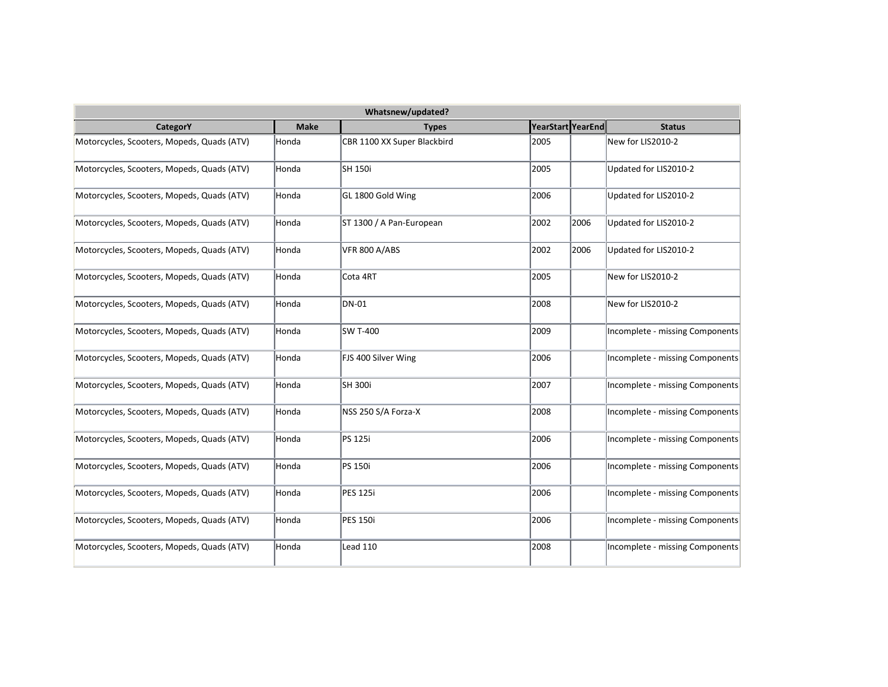| Whatsnew/updated? | | | | | |
|---|---|---|---|---|---|
| CategorY | Make | Types | YearStart | YearEnd | Status |
| Motorcycles, Scooters, Mopeds, Quads (ATV) | Honda | CBR 1100 XX Super Blackbird | 2005 | | New for LIS2010-2 |
| Motorcycles, Scooters, Mopeds, Quads (ATV) | Honda | SH 150i | 2005 | | Updated for LIS2010-2 |
| Motorcycles, Scooters, Mopeds, Quads (ATV) | Honda | GL 1800 Gold Wing | 2006 | | Updated for LIS2010-2 |
| Motorcycles, Scooters, Mopeds, Quads (ATV) | Honda | ST 1300 / A Pan-European | 2002 | 2006 | Updated for LIS2010-2 |
| Motorcycles, Scooters, Mopeds, Quads (ATV) | Honda | VFR 800 A/ABS | 2002 | 2006 | Updated for LIS2010-2 |
| Motorcycles, Scooters, Mopeds, Quads (ATV) | Honda | Cota 4RT | 2005 | | New for LIS2010-2 |
| Motorcycles, Scooters, Mopeds, Quads (ATV) | Honda | DN-01 | 2008 | | New for LIS2010-2 |
| Motorcycles, Scooters, Mopeds, Quads (ATV) | Honda | SW T-400 | 2009 | | Incomplete - missing Components |
| Motorcycles, Scooters, Mopeds, Quads (ATV) | Honda | FJS 400 Silver Wing | 2006 | | Incomplete - missing Components |
| Motorcycles, Scooters, Mopeds, Quads (ATV) | Honda | SH 300i | 2007 | | Incomplete - missing Components |
| Motorcycles, Scooters, Mopeds, Quads (ATV) | Honda | NSS 250 S/A Forza-X | 2008 | | Incomplete - missing Components |
| Motorcycles, Scooters, Mopeds, Quads (ATV) | Honda | PS 125i | 2006 | | Incomplete - missing Components |
| Motorcycles, Scooters, Mopeds, Quads (ATV) | Honda | PS 150i | 2006 | | Incomplete - missing Components |
| Motorcycles, Scooters, Mopeds, Quads (ATV) | Honda | PES 125i | 2006 | | Incomplete - missing Components |
| Motorcycles, Scooters, Mopeds, Quads (ATV) | Honda | PES 150i | 2006 | | Incomplete - missing Components |
| Motorcycles, Scooters, Mopeds, Quads (ATV) | Honda | Lead 110 | 2008 | | Incomplete - missing Components |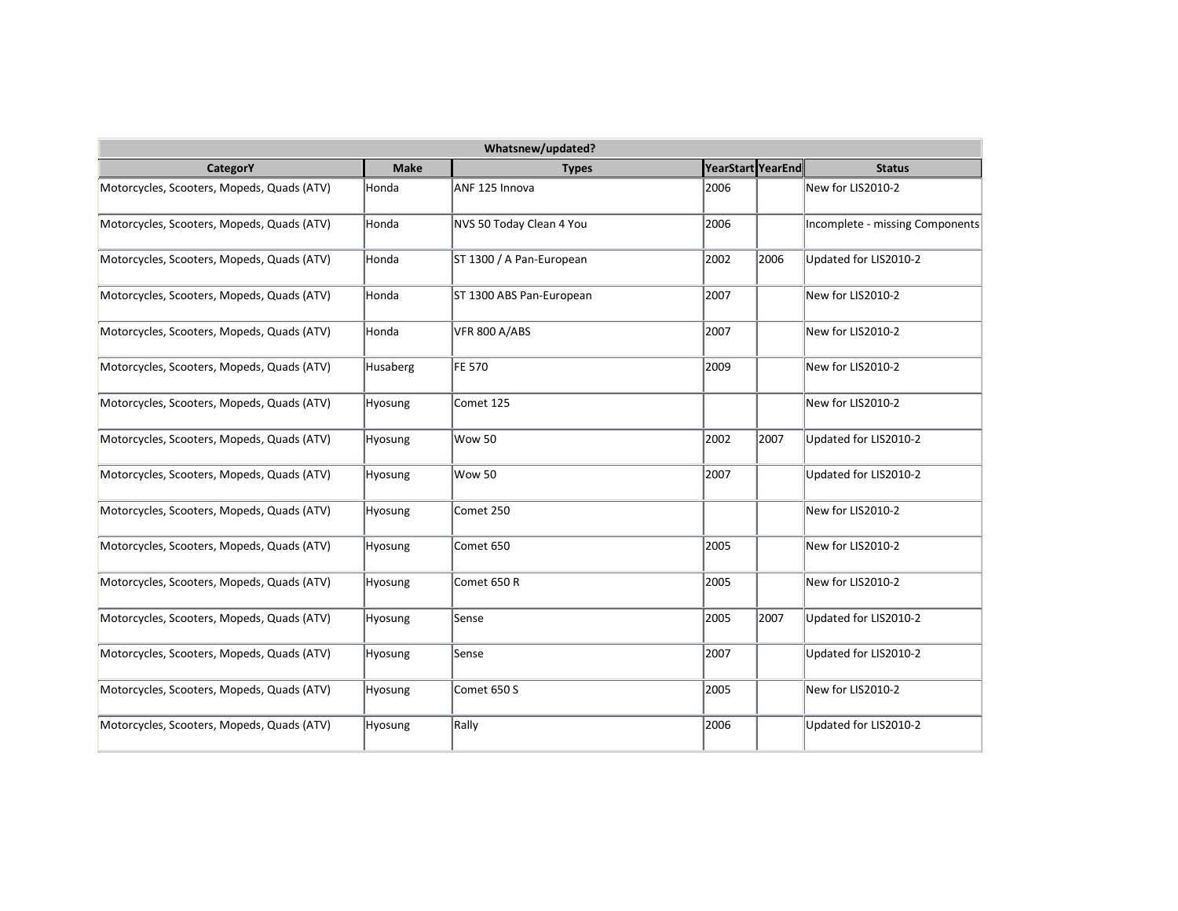| Whatsnew/updated? | | | | | |
|---|---|---|---|---|---|
| **CategorY** | **Make** | **Types** | **YearStart** | **YearEnd** | **Status** |
| Motorcycles, Scooters, Mopeds, Quads (ATV) | Honda | ANF 125 Innova | 2006 | | New for LIS2010-2 |
| Motorcycles, Scooters, Mopeds, Quads (ATV) | Honda | NVS 50 Today Clean 4 You | 2006 | | Incomplete - missing Components |
| Motorcycles, Scooters, Mopeds, Quads (ATV) | Honda | ST 1300 / A Pan-European | 2002 | 2006 | Updated for LIS2010-2 |
| Motorcycles, Scooters, Mopeds, Quads (ATV) | Honda | ST 1300 ABS Pan-European | 2007 | | New for LIS2010-2 |
| Motorcycles, Scooters, Mopeds, Quads (ATV) | Honda | VFR 800 A/ABS | 2007 | | New for LIS2010-2 |
| Motorcycles, Scooters, Mopeds, Quads (ATV) | Husaberg | FE 570 | 2009 | | New for LIS2010-2 |
| Motorcycles, Scooters, Mopeds, Quads (ATV) | Hyosung | Comet 125 | | | New for LIS2010-2 |
| Motorcycles, Scooters, Mopeds, Quads (ATV) | Hyosung | Wow 50 | 2002 | 2007 | Updated for LIS2010-2 |
| Motorcycles, Scooters, Mopeds, Quads (ATV) | Hyosung | Wow 50 | 2007 | | Updated for LIS2010-2 |
| Motorcycles, Scooters, Mopeds, Quads (ATV) | Hyosung | Comet 250 | | | New for LIS2010-2 |
| Motorcycles, Scooters, Mopeds, Quads (ATV) | Hyosung | Comet 650 | 2005 | | New for LIS2010-2 |
| Motorcycles, Scooters, Mopeds, Quads (ATV) | Hyosung | Comet 650 R | 2005 | | New for LIS2010-2 |
| Motorcycles, Scooters, Mopeds, Quads (ATV) | Hyosung | Sense | 2005 | 2007 | Updated for LIS2010-2 |
| Motorcycles, Scooters, Mopeds, Quads (ATV) | Hyosung | Sense | 2007 | | Updated for LIS2010-2 |
| Motorcycles, Scooters, Mopeds, Quads (ATV) | Hyosung | Comet 650 S | 2005 | | New for LIS2010-2 |
| Motorcycles, Scooters, Mopeds, Quads (ATV) | Hyosung | Rally | 2006 | | Updated for LIS2010-2 |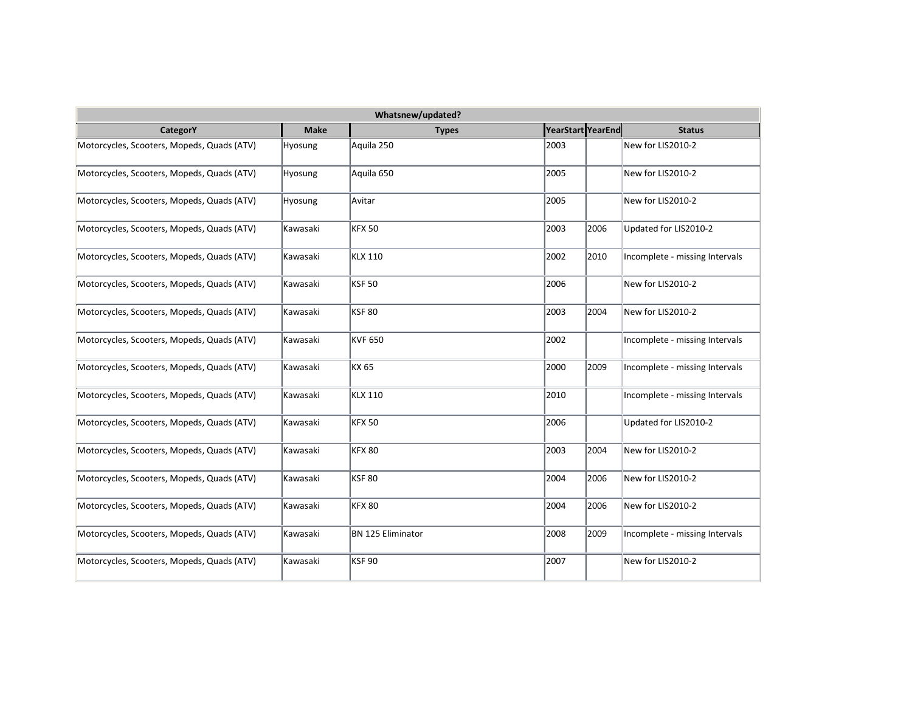| Whatsnew/updated? | | | | | |
|---|---|---|---|---|---|
| CategorY | Make | Types | YearStart | YearEnd | Status |
| Motorcycles, Scooters, Mopeds, Quads (ATV) | Hyosung | Aquila 250 | 2003 | | New for LIS2010-2 |
| Motorcycles, Scooters, Mopeds, Quads (ATV) | Hyosung | Aquila 650 | 2005 | | New for LIS2010-2 |
| Motorcycles, Scooters, Mopeds, Quads (ATV) | Hyosung | Avitar | 2005 | | New for LIS2010-2 |
| Motorcycles, Scooters, Mopeds, Quads (ATV) | Kawasaki | KFX 50 | 2003 | 2006 | Updated for LIS2010-2 |
| Motorcycles, Scooters, Mopeds, Quads (ATV) | Kawasaki | KLX 110 | 2002 | 2010 | Incomplete - missing Intervals |
| Motorcycles, Scooters, Mopeds, Quads (ATV) | Kawasaki | KSF 50 | 2006 | | New for LIS2010-2 |
| Motorcycles, Scooters, Mopeds, Quads (ATV) | Kawasaki | KSF 80 | 2003 | 2004 | New for LIS2010-2 |
| Motorcycles, Scooters, Mopeds, Quads (ATV) | Kawasaki | KVF 650 | 2002 | | Incomplete - missing Intervals |
| Motorcycles, Scooters, Mopeds, Quads (ATV) | Kawasaki | KX 65 | 2000 | 2009 | Incomplete - missing Intervals |
| Motorcycles, Scooters, Mopeds, Quads (ATV) | Kawasaki | KLX 110 | 2010 | | Incomplete - missing Intervals |
| Motorcycles, Scooters, Mopeds, Quads (ATV) | Kawasaki | KFX 50 | 2006 | | Updated for LIS2010-2 |
| Motorcycles, Scooters, Mopeds, Quads (ATV) | Kawasaki | KFX 80 | 2003 | 2004 | New for LIS2010-2 |
| Motorcycles, Scooters, Mopeds, Quads (ATV) | Kawasaki | KSF 80 | 2004 | 2006 | New for LIS2010-2 |
| Motorcycles, Scooters, Mopeds, Quads (ATV) | Kawasaki | KFX 80 | 2004 | 2006 | New for LIS2010-2 |
| Motorcycles, Scooters, Mopeds, Quads (ATV) | Kawasaki | BN 125 Eliminator | 2008 | 2009 | Incomplete - missing Intervals |
| Motorcycles, Scooters, Mopeds, Quads (ATV) | Kawasaki | KSF 90 | 2007 | | New for LIS2010-2 |